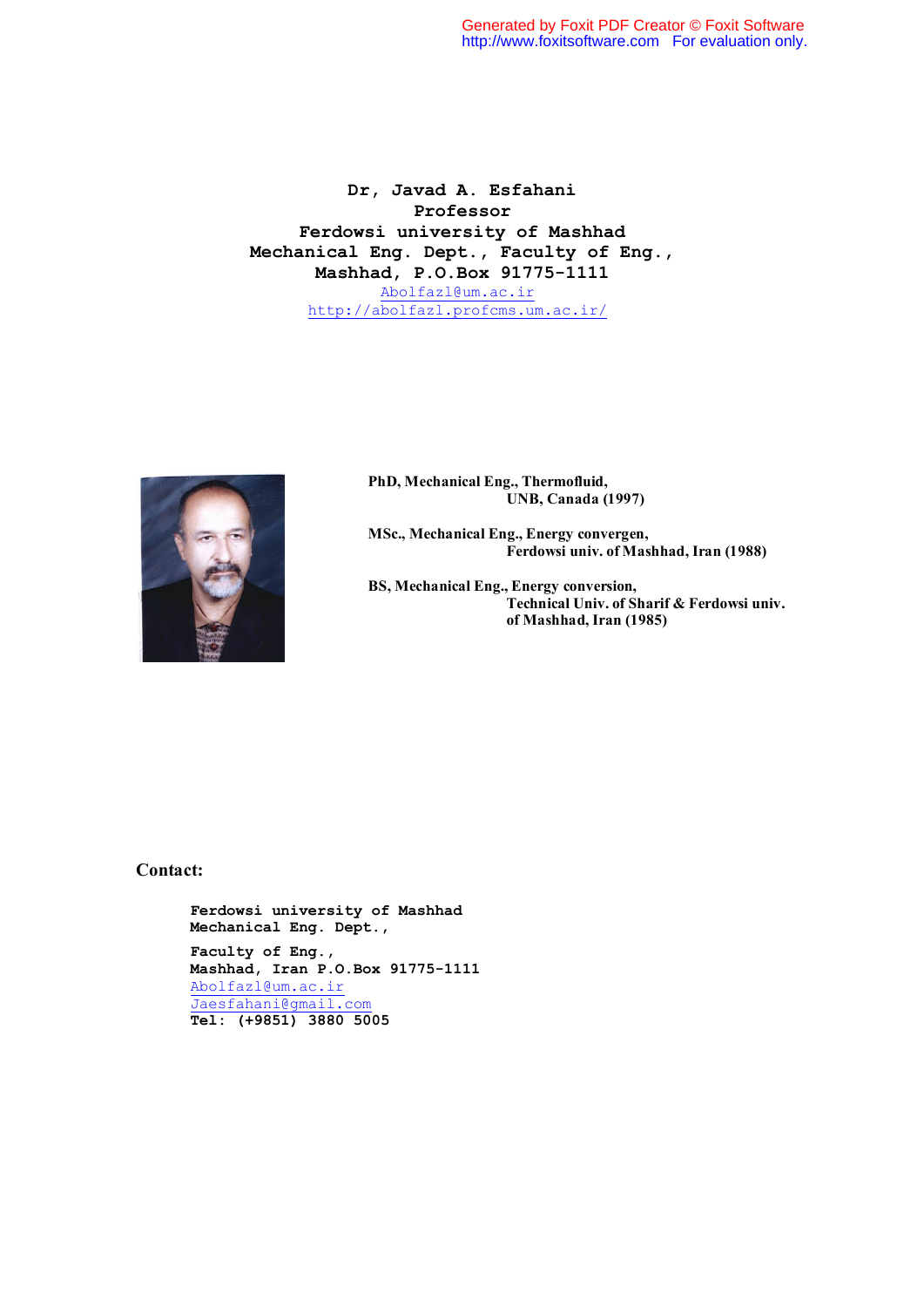**Dr, Javad A. Esfahani**
**Professor**
**Ferdowsi university of Mashhad**
**Mechanical Eng. Dept., Faculty of Eng.,**
**Mashhad, P.O.Box 91775-1111**
Abolfazl@um.ac.ir
http://abolfazl.profcms.um.ac.ir/

**PhD, Mechanical Eng., Thermofluid,**
**UNB, Canada (1997)**

**MSc., Mechanical Eng., Energy convergen,**
**Ferdowsi univ. of Mashhad, Iran (1988)**

**BS, Mechanical Eng., Energy conversion,**
**Technical Univ. of Sharif & Ferdowsi univ. of Mashhad, Iran (1985)**

## Contact:

**Ferdowsi university of Mashhad**
**Mechanical Eng. Dept.,**
**Faculty of Eng.,**
**Mashhad, Iran P.O.Box 91775-1111**
Abolfazl@um.ac.ir
Jaesfahani@gmail.com
**Tel: (+9851) 3880 5005**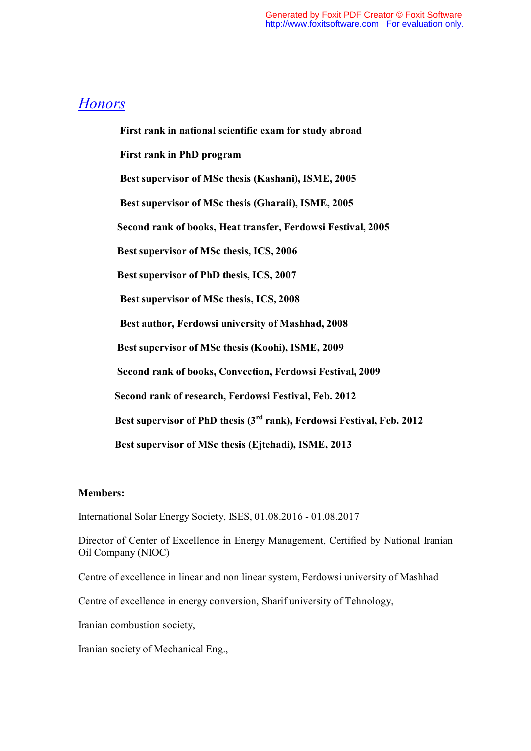## *Honors*

**First rank in national scientific exam for study abroad**

**First rank in PhD program**

**Best supervisor of MSc thesis (Kashani), ISME, 2005**

**Best supervisor of MSc thesis (Gharaii), ISME, 2005**

**Second rank of books, Heat transfer, Ferdowsi Festival, 2005**

**Best supervisor of MSc thesis, ICS, 2006**

**Best supervisor of PhD thesis, ICS, 2007**

**Best supervisor of MSc thesis, ICS, 2008**

**Best author, Ferdowsi university of Mashhad, 2008**

**Best supervisor of MSc thesis (Koohi), ISME, 2009**

**Second rank of books, Convection, Ferdowsi Festival, 2009**

**Second rank of research, Ferdowsi Festival, Feb. 2012**

**Best supervisor of PhD thesis (3rd rank), Ferdowsi Festival, Feb. 2012**

**Best supervisor of MSc thesis (Ejtehadi), ISME, 2013**

**Members:**

International Solar Energy Society, ISES, 01.08.2016 - 01.08.2017

Director of Center of Excellence in Energy Management, Certified by National Iranian Oil Company (NIOC)

Centre of excellence in linear and non linear system, Ferdowsi university of Mashhad

Centre of excellence in energy conversion, Sharif university of Tehnology,

Iranian combustion society,

Iranian society of Mechanical Eng.,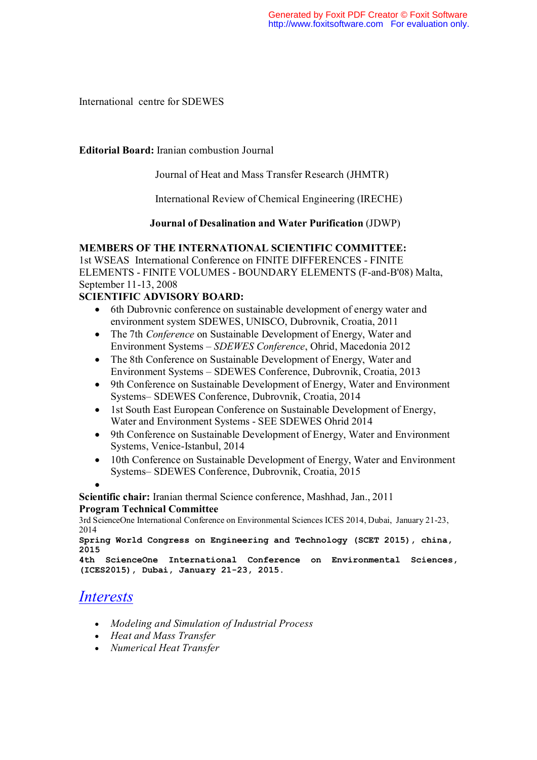International centre for SDEWES

**Editorial Board:** Iranian combustion Journal

Journal of Heat and Mass Transfer Research (JHMTR)

International Review of Chemical Engineering (IRECHE)

**Journal of Desalination and Water Purification** (JDWP)

**MEMBERS OF THE INTERNATIONAL SCIENTIFIC COMMITTEE:**
1st WSEAS International Conference on FINITE DIFFERENCES - FINITE ELEMENTS - FINITE VOLUMES - BOUNDARY ELEMENTS (F-and-B'08) Malta, September 11-13, 2008

**SCIENTIFIC ADVISORY BOARD:**

- 6th Dubrovnic conference on sustainable development of energy water and environment system SDEWES, UNISCO, Dubrovnik, Croatia, 2011
- The 7th *Conference* on Sustainable Development of Energy, Water and Environment Systems – *SDEWES Conference*, Ohrid, Macedonia 2012
- The 8th Conference on Sustainable Development of Energy, Water and Environment Systems – SDEWES Conference, Dubrovnik, Croatia, 2013
- 9th Conference on Sustainable Development of Energy, Water and Environment Systems– SDEWES Conference, Dubrovnik, Croatia, 2014
- 1st South East European Conference on Sustainable Development of Energy, Water and Environment Systems - SEE SDEWES Ohrid 2014
- 9th Conference on Sustainable Development of Energy, Water and Environment Systems, Venice-Istanbul, 2014
- 10th Conference on Sustainable Development of Energy, Water and Environment Systems– SDEWES Conference, Dubrovnik, Croatia, 2015

**Scientific chair:** Iranian thermal Science conference, Mashhad, Jan., 2011

**Program Technical Committee**

3rd ScienceOne International Conference on Environmental Sciences ICES 2014, Dubai, January 21-23, 2014

**Spring World Congress on Engineering and Technology (SCET 2015), china, 2015**

**4th ScienceOne International Conference on Environmental Sciences, (ICES2015), Dubai, January 21-23, 2015.**

## *Interests*

- *Modeling and Simulation of Industrial Process*
- *Heat and Mass Transfer*
- *Numerical Heat Transfer*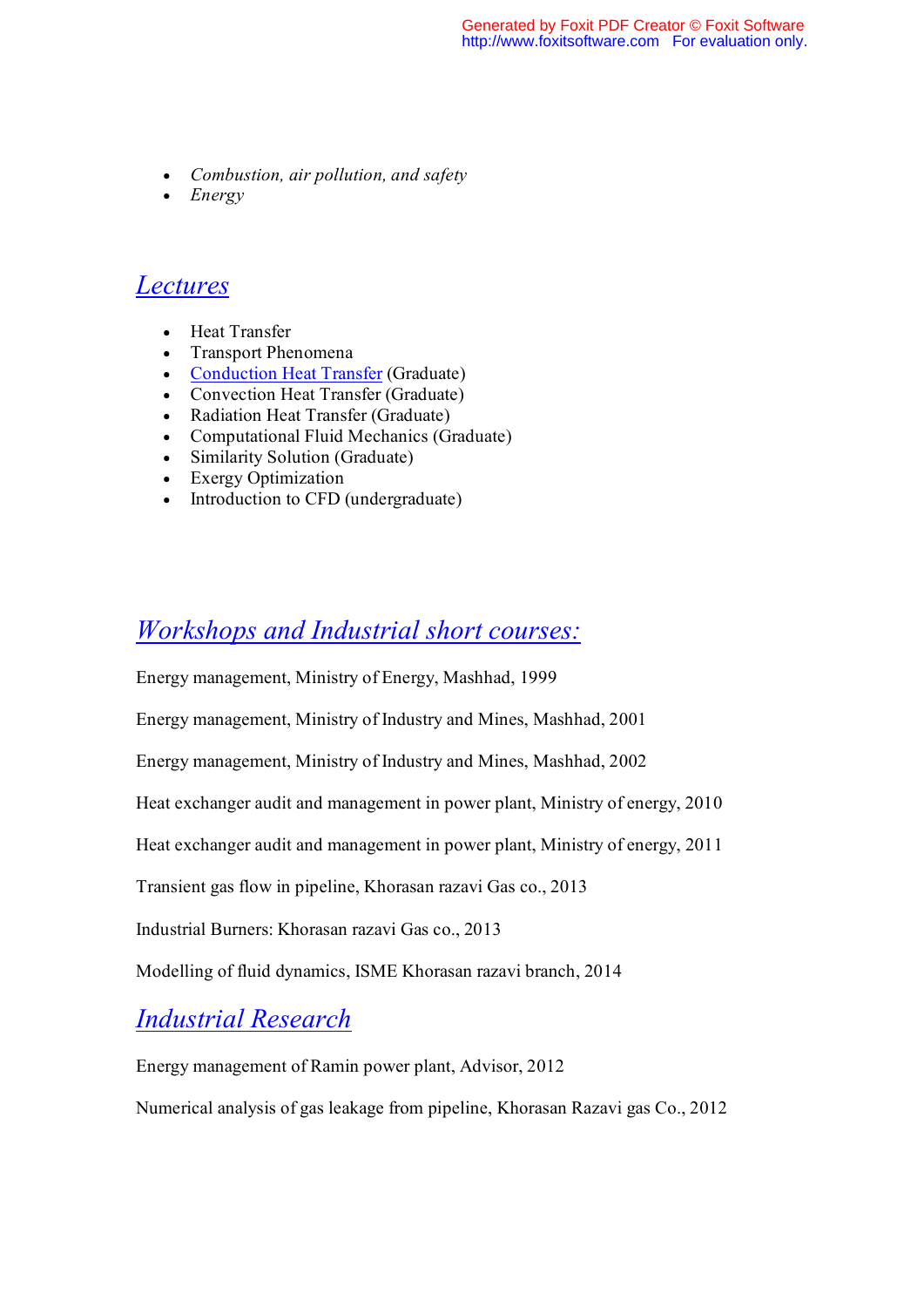- *Combustion, air pollution, and safety*
- *Energy*

## *Lectures*

- Heat Transfer
- Transport Phenomena
- Conduction Heat Transfer (Graduate)
- Convection Heat Transfer (Graduate)
- Radiation Heat Transfer (Graduate)
- Computational Fluid Mechanics (Graduate)
- Similarity Solution (Graduate)
- Exergy Optimization
- Introduction to CFD (undergraduate)

## *Workshops and Industrial short courses:*

Energy management, Ministry of Energy, Mashhad, 1999

Energy management, Ministry of Industry and Mines, Mashhad, 2001

Energy management, Ministry of Industry and Mines, Mashhad, 2002

Heat exchanger audit and management in power plant, Ministry of energy, 2010

Heat exchanger audit and management in power plant, Ministry of energy, 2011

Transient gas flow in pipeline, Khorasan razavi Gas co., 2013

Industrial Burners: Khorasan razavi Gas co., 2013

Modelling of fluid dynamics, ISME Khorasan razavi branch, 2014

## *Industrial Research*

Energy management of Ramin power plant, Advisor, 2012

Numerical analysis of gas leakage from pipeline, Khorasan Razavi gas Co., 2012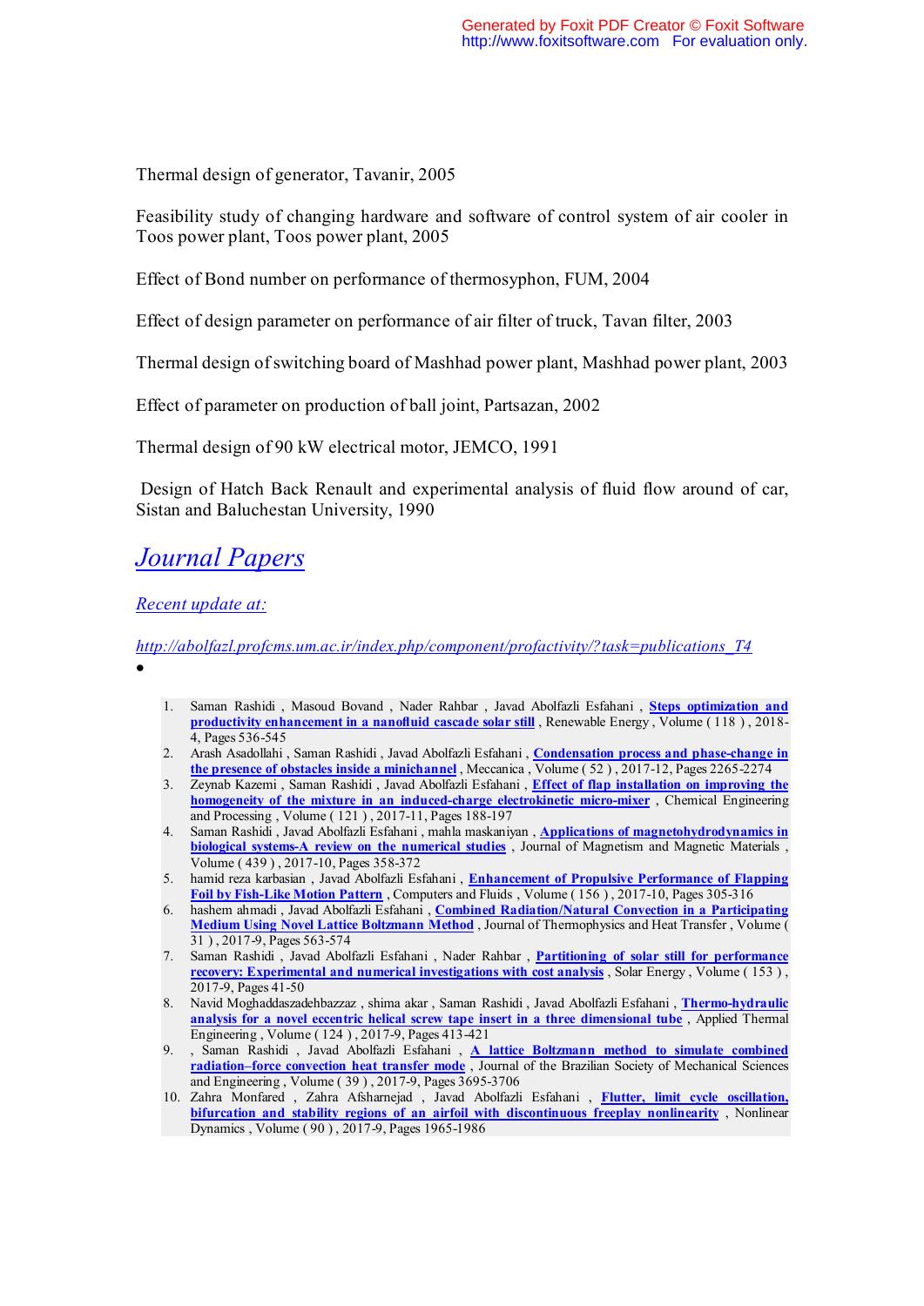Thermal design of generator, Tavanir, 2005

Feasibility study of changing hardware and software of control system of air cooler in Toos power plant, Toos power plant, 2005

Effect of Bond number on performance of thermosyphon, FUM, 2004

Effect of design parameter on performance of air filter of truck, Tavan filter, 2003

Thermal design of switching board of Mashhad power plant, Mashhad power plant, 2003

Effect of parameter on production of ball joint, Partsazan, 2002

Thermal design of 90 kW electrical motor, JEMCO, 1991

Design of Hatch Back Renault and experimental analysis of fluid flow around of car, Sistan and Baluchestan University, 1990

## *Journal Papers*

*Recent update at:*

*http://abolfazl.profcms.um.ac.ir/index.php/component/profactivity/?task=publications_T4*

•

1. Saman Rashidi , Masoud Bovand , Nader Rahbar , Javad Abolfazli Esfahani , **Steps optimization and productivity enhancement in a nanofluid cascade solar still** , Renewable Energy , Volume ( 118 ) , 2018-4, Pages 536-545
2. Arash Asadollahi , Saman Rashidi , Javad Abolfazli Esfahani , **Condensation process and phase-change in the presence of obstacles inside a minichannel** , Meccanica , Volume ( 52 ) , 2017-12, Pages 2265-2274
3. Zeynab Kazemi , Saman Rashidi , Javad Abolfazli Esfahani , **Effect of flap installation on improving the homogeneity of the mixture in an induced-charge electrokinetic micro-mixer** , Chemical Engineering and Processing , Volume ( 121 ) , 2017-11, Pages 188-197
4. Saman Rashidi , Javad Abolfazli Esfahani , mahla maskaniyan , **Applications of magnetohydrodynamics in biological systems-A review on the numerical studies** , Journal of Magnetism and Magnetic Materials , Volume ( 439 ) , 2017-10, Pages 358-372
5. hamid reza karbasian , Javad Abolfazli Esfahani , **Enhancement of Propulsive Performance of Flapping Foil by Fish-Like Motion Pattern** , Computers and Fluids , Volume ( 156 ) , 2017-10, Pages 305-316
6. hashem ahmadi , Javad Abolfazli Esfahani , **Combined Radiation/Natural Convection in a Participating Medium Using Novel Lattice Boltzmann Method** , Journal of Thermophysics and Heat Transfer , Volume ( 31 ) , 2017-9, Pages 563-574
7. Saman Rashidi , Javad Abolfazli Esfahani , Nader Rahbar , **Partitioning of solar still for performance recovery: Experimental and numerical investigations with cost analysis** , Solar Energy , Volume ( 153 ) , 2017-9, Pages 41-50
8. Navid Moghaddaszadehbazzaz , shima akar , Saman Rashidi , Javad Abolfazli Esfahani , **Thermo-hydraulic analysis for a novel eccentric helical screw tape insert in a three dimensional tube** , Applied Thermal Engineering , Volume ( 124 ) , 2017-9, Pages 413-421
9. , Saman Rashidi , Javad Abolfazli Esfahani , **A lattice Boltzmann method to simulate combined radiation–force convection heat transfer mode** , Journal of the Brazilian Society of Mechanical Sciences and Engineering , Volume ( 39 ) , 2017-9, Pages 3695-3706
10. Zahra Monfared , Zahra Afsharnejad , Javad Abolfazli Esfahani , **Flutter, limit cycle oscillation, bifurcation and stability regions of an airfoil with discontinuous freeplay nonlinearity** , Nonlinear Dynamics , Volume ( 90 ) , 2017-9, Pages 1965-1986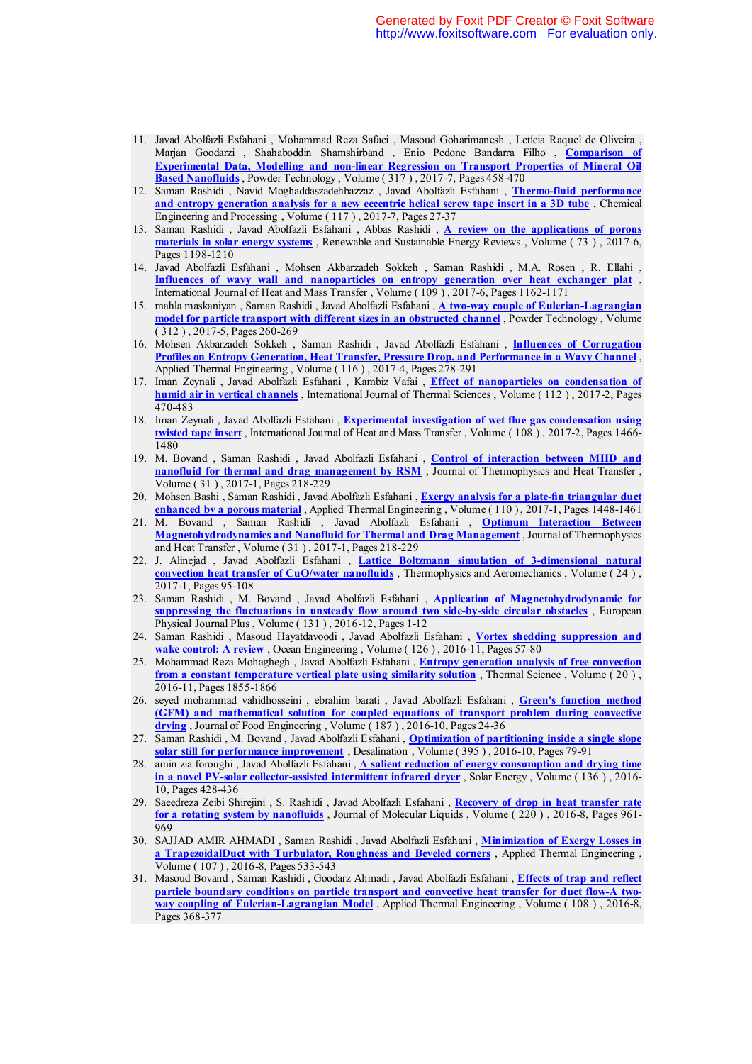11. Javad Abolfazli Esfahani , Mohammad Reza Safaei , Masoud Goharimanesh , Letícia Raquel de Oliveira , Marjan Goodarzi , Shahaboddin Shamshirband , Enio Pedone Bandarra Filho , **Comparison of Experimental Data, Modelling and non-linear Regression on Transport Properties of Mineral Oil Based Nanofluids** , Powder Technology , Volume ( 317 ) , 2017-7, Pages 458-470
12. Saman Rashidi , Navid Moghaddaszadehbazzaz , Javad Abolfazli Esfahani , **Thermo-fluid performance and entropy generation analysis for a new eccentric helical screw tape insert in a 3D tube** , Chemical Engineering and Processing , Volume ( 117 ) , 2017-7, Pages 27-37
13. Saman Rashidi , Javad Abolfazli Esfahani , Abbas Rashidi , **A review on the applications of porous materials in solar energy systems** , Renewable and Sustainable Energy Reviews , Volume ( 73 ) , 2017-6, Pages 1198-1210
14. Javad Abolfazli Esfahani , Mohsen Akbarzadeh Sokkeh , Saman Rashidi , M.A. Rosen , R. Ellahi , **Influences of wavy wall and nanoparticles on entropy generation over heat exchanger plat** , International Journal of Heat and Mass Transfer , Volume ( 109 ) , 2017-6, Pages 1162-1171
15. mahla maskaniyan , Saman Rashidi , Javad Abolfazli Esfahani , **A two-way couple of Eulerian-Lagrangian model for particle transport with different sizes in an obstructed channel** , Powder Technology , Volume ( 312 ) , 2017-5, Pages 260-269
16. Mohsen Akbarzadeh Sokkeh , Saman Rashidi , Javad Abolfazli Esfahani , **Influences of Corrugation Profiles on Entropy Generation, Heat Transfer, Pressure Drop, and Performance in a Wavy Channel** , Applied Thermal Engineering , Volume ( 116 ) , 2017-4, Pages 278-291
17. Iman Zeynali , Javad Abolfazli Esfahani , Kambiz Vafai , **Effect of nanoparticles on condensation of humid air in vertical channels** , International Journal of Thermal Sciences , Volume ( 112 ) , 2017-2, Pages 470-483
18. Iman Zeynali , Javad Abolfazli Esfahani , **Experimental investigation of wet flue gas condensation using twisted tape insert** , International Journal of Heat and Mass Transfer , Volume ( 108 ) , 2017-2, Pages 1466-1480
19. M. Bovand , Saman Rashidi , Javad Abolfazli Esfahani , **Control of interaction between MHD and nanofluid for thermal and drag management by RSM** , Journal of Thermophysics and Heat Transfer , Volume ( 31 ) , 2017-1, Pages 218-229
20. Mohsen Bashi , Saman Rashidi , Javad Abolfazli Esfahani , **Exergy analysis for a plate-fin triangular duct enhanced by a porous material** , Applied Thermal Engineering , Volume ( 110 ) , 2017-1, Pages 1448-1461
21. M. Bovand , Saman Rashidi , Javad Abolfazli Esfahani , **Optimum Interaction Between Magnetohydrodynamics and Nanofluid for Thermal and Drag Management** , Journal of Thermophysics and Heat Transfer , Volume ( 31 ) , 2017-1, Pages 218-229
22. J. Alinejad , Javad Abolfazli Esfahani , **Lattice Boltzmann simulation of 3-dimensional natural convection heat transfer of CuO/water nanofluids** , Thermophysics and Aeromechanics , Volume ( 24 ) , 2017-1, Pages 95-108
23. Saman Rashidi , M. Bovand , Javad Abolfazli Esfahani , **Application of Magnetohydrodynamic for suppressing the fluctuations in unsteady flow around two side-by-side circular obstacles** , European Physical Journal Plus , Volume ( 131 ) , 2016-12, Pages 1-12
24. Saman Rashidi , Masoud Hayatdavoodi , Javad Abolfazli Esfahani , **Vortex shedding suppression and wake control: A review** , Ocean Engineering , Volume ( 126 ) , 2016-11, Pages 57-80
25. Mohammad Reza Mohaghegh , Javad Abolfazli Esfahani , **Entropy generation analysis of free convection from a constant temperature vertical plate using similarity solution** , Thermal Science , Volume ( 20 ) , 2016-11, Pages 1855-1866
26. seyed mohammad vahidhosseini , ebrahim barati , Javad Abolfazli Esfahani , **Green's function method (GFM) and mathematical solution for coupled equations of transport problem during convective drying** , Journal of Food Engineering , Volume ( 187 ) , 2016-10, Pages 24-36
27. Saman Rashidi , M. Bovand , Javad Abolfazli Esfahani , **Optimization of partitioning inside a single slope solar still for performance improvement** , Desalination , Volume ( 395 ) , 2016-10, Pages 79-91
28. amin zia foroughi , Javad Abolfazli Esfahani , **A salient reduction of energy consumption and drying time in a novel PV-solar collector-assisted intermittent infrared dryer** , Solar Energy , Volume ( 136 ) , 2016-10, Pages 428-436
29. Saeedreza Zeibi Shirejini , S. Rashidi , Javad Abolfazli Esfahani , **Recovery of drop in heat transfer rate for a rotating system by nanofluids** , Journal of Molecular Liquids , Volume ( 220 ) , 2016-8, Pages 961-969
30. SAJJAD AMIR AHMADI , Saman Rashidi , Javad Abolfazli Esfahani , **Minimization of Exergy Losses in a TrapezoidalDuct with Turbulator, Roughness and Beveled corners** , Applied Thermal Engineering , Volume ( 107 ) , 2016-8, Pages 533-543
31. Masoud Bovand , Saman Rashidi , Goodarz Ahmadi , Javad Abolfazli Esfahani , **Effects of trap and reflect particle boundary conditions on particle transport and convective heat transfer for duct flow-A two-way coupling of Eulerian-Lagrangian Model** , Applied Thermal Engineering , Volume ( 108 ) , 2016-8, Pages 368-377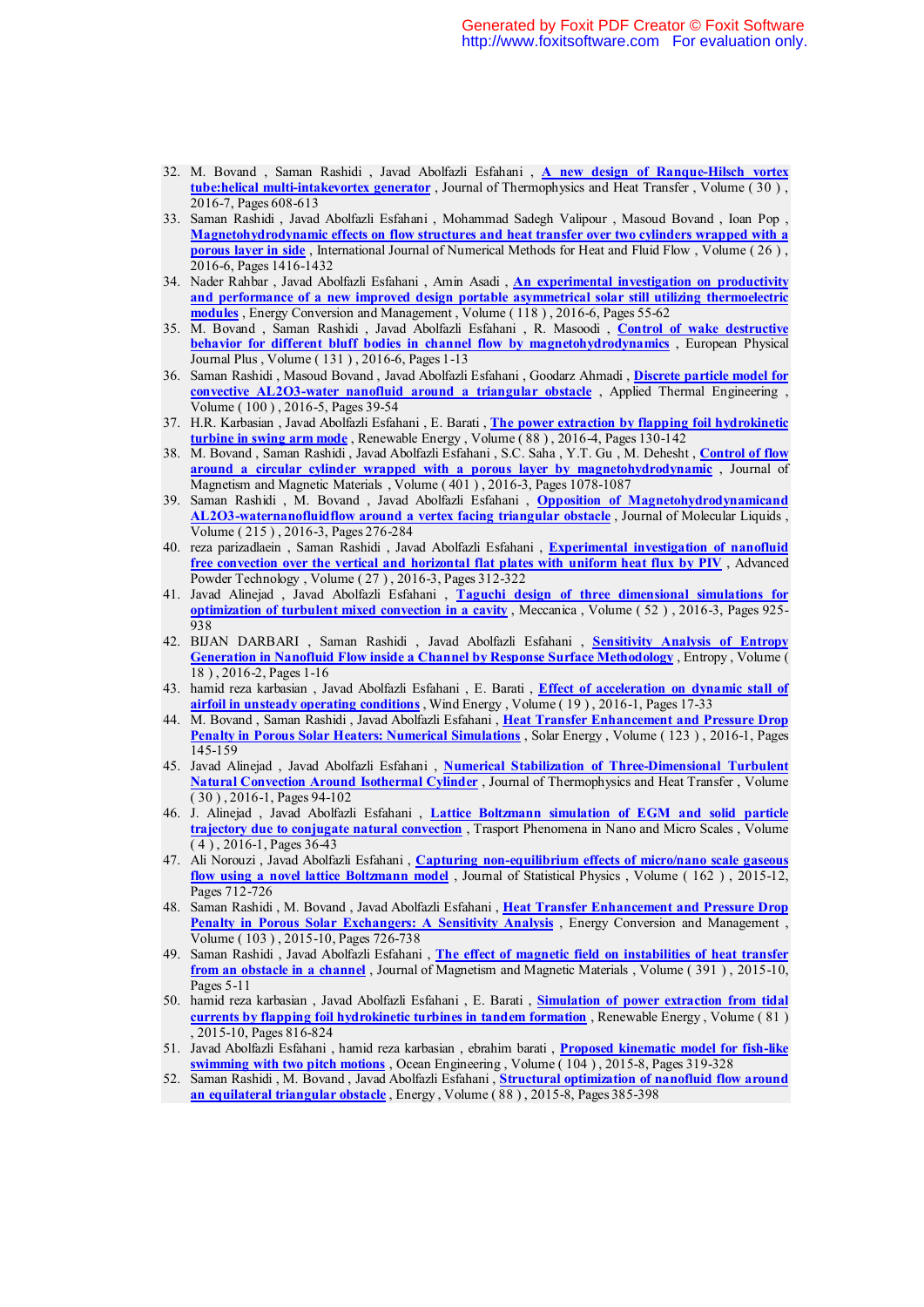32. M. Bovand , Saman Rashidi , Javad Abolfazli Esfahani , **A new design of Ranque-Hilsch vortex tube:helical multi-intakevortex generator** , Journal of Thermophysics and Heat Transfer , Volume ( 30 ) , 2016-7, Pages 608-613
33. Saman Rashidi , Javad Abolfazli Esfahani , Mohammad Sadegh Valipour , Masoud Bovand , Ioan Pop , **Magnetohydrodynamic effects on flow structures and heat transfer over two cylinders wrapped with a porous layer in side** , International Journal of Numerical Methods for Heat and Fluid Flow , Volume ( 26 ) , 2016-6, Pages 1416-1432
34. Nader Rahbar , Javad Abolfazli Esfahani , Amin Asadi , **An experimental investigation on productivity and performance of a new improved design portable asymmetrical solar still utilizing thermoelectric modules** , Energy Conversion and Management , Volume ( 118 ) , 2016-6, Pages 55-62
35. M. Bovand , Saman Rashidi , Javad Abolfazli Esfahani , R. Masoodi , **Control of wake destructive behavior for different bluff bodies in channel flow by magnetohydrodynamics** , European Physical Journal Plus , Volume ( 131 ) , 2016-6, Pages 1-13
36. Saman Rashidi , Masoud Bovand , Javad Abolfazli Esfahani , Goodarz Ahmadi , **Discrete particle model for convective AL2O3-water nanofluid around a triangular obstacle** , Applied Thermal Engineering , Volume ( 100 ) , 2016-5, Pages 39-54
37. H.R. Karbasian , Javad Abolfazli Esfahani , E. Barati , **The power extraction by flapping foil hydrokinetic turbine in swing arm mode** , Renewable Energy , Volume ( 88 ) , 2016-4, Pages 130-142
38. M. Bovand , Saman Rashidi , Javad Abolfazli Esfahani , S.C. Saha , Y.T. Gu , M. Dehesht , **Control of flow around a circular cylinder wrapped with a porous layer by magnetohydrodynamic** , Journal of Magnetism and Magnetic Materials , Volume ( 401 ) , 2016-3, Pages 1078-1087
39. Saman Rashidi , M. Bovand , Javad Abolfazli Esfahani , **Opposition of Magnetohydrodynamicand AL2O3-waternanofluidflow around a vertex facing triangular obstacle** , Journal of Molecular Liquids , Volume ( 215 ) , 2016-3, Pages 276-284
40. reza parizadlaein , Saman Rashidi , Javad Abolfazli Esfahani , **Experimental investigation of nanofluid free convection over the vertical and horizontal flat plates with uniform heat flux by PIV** , Advanced Powder Technology , Volume ( 27 ) , 2016-3, Pages 312-322
41. Javad Alinejad , Javad Abolfazli Esfahani , **Taguchi design of three dimensional simulations for optimization of turbulent mixed convection in a cavity** , Meccanica , Volume ( 52 ) , 2016-3, Pages 925-938
42. BIJAN DARBARI , Saman Rashidi , Javad Abolfazli Esfahani , **Sensitivity Analysis of Entropy Generation in Nanofluid Flow inside a Channel by Response Surface Methodology** , Entropy , Volume ( 18 ) , 2016-2, Pages 1-16
43. hamid reza karbasian , Javad Abolfazli Esfahani , E. Barati , **Effect of acceleration on dynamic stall of airfoil in unsteady operating conditions** , Wind Energy , Volume ( 19 ) , 2016-1, Pages 17-33
44. M. Bovand , Saman Rashidi , Javad Abolfazli Esfahani , **Heat Transfer Enhancement and Pressure Drop Penalty in Porous Solar Heaters: Numerical Simulations** , Solar Energy , Volume ( 123 ) , 2016-1, Pages 145-159
45. Javad Alinejad , Javad Abolfazli Esfahani , **Numerical Stabilization of Three-Dimensional Turbulent Natural Convection Around Isothermal Cylinder** , Journal of Thermophysics and Heat Transfer , Volume ( 30 ) , 2016-1, Pages 94-102
46. J. Alinejad , Javad Abolfazli Esfahani , **Lattice Boltzmann simulation of EGM and solid particle trajectory due to conjugate natural convection** , Trasport Phenomena in Nano and Micro Scales , Volume ( 4 ) , 2016-1, Pages 36-43
47. Ali Norouzi , Javad Abolfazli Esfahani , **Capturing non-equilibrium effects of micro/nano scale gaseous flow using a novel lattice Boltzmann model** , Journal of Statistical Physics , Volume ( 162 ) , 2015-12, Pages 712-726
48. Saman Rashidi , M. Bovand , Javad Abolfazli Esfahani , **Heat Transfer Enhancement and Pressure Drop Penalty in Porous Solar Exchangers: A Sensitivity Analysis** , Energy Conversion and Management , Volume ( 103 ) , 2015-10, Pages 726-738
49. Saman Rashidi , Javad Abolfazli Esfahani , **The effect of magnetic field on instabilities of heat transfer from an obstacle in a channel** , Journal of Magnetism and Magnetic Materials , Volume ( 391 ) , 2015-10, Pages 5-11
50. hamid reza karbasian , Javad Abolfazli Esfahani , E. Barati , **Simulation of power extraction from tidal currents by flapping foil hydrokinetic turbines in tandem formation** , Renewable Energy , Volume ( 81 ) , 2015-10, Pages 816-824
51. Javad Abolfazli Esfahani , hamid reza karbasian , ebrahim barati , **Proposed kinematic model for fish-like swimming with two pitch motions** , Ocean Engineering , Volume ( 104 ) , 2015-8, Pages 319-328
52. Saman Rashidi , M. Bovand , Javad Abolfazli Esfahani , **Structural optimization of nanofluid flow around an equilateral triangular obstacle** , Energy , Volume ( 88 ) , 2015-8, Pages 385-398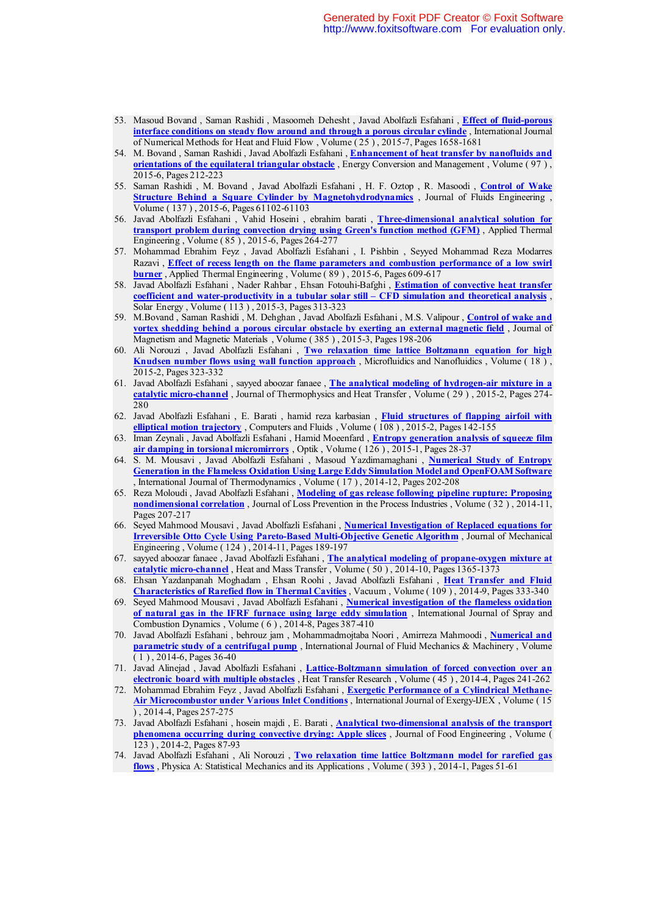53. Masoud Bovand , Saman Rashidi , Masoomeh Dehesht , Javad Abolfazli Esfahani , **Effect of fluid-porous interface conditions on steady flow around and through a porous circular cylinde** , International Journal of Numerical Methods for Heat and Fluid Flow , Volume ( 25 ) , 2015-7, Pages 1658-1681
54. M. Bovand , Saman Rashidi , Javad Abolfazli Esfahani , **Enhancement of heat transfer by nanofluids and orientations of the equilateral triangular obstacle** , Energy Conversion and Management , Volume ( 97 ) , 2015-6, Pages 212-223
55. Saman Rashidi , M. Bovand , Javad Abolfazli Esfahani , H. F. Oztop , R. Masoodi , **Control of Wake Structure Behind a Square Cylinder by Magnetohydrodynamics** , Journal of Fluids Engineering , Volume ( 137 ) , 2015-6, Pages 61102-61103
56. Javad Abolfazli Esfahani , Vahid Hoseini , ebrahim barati , **Three-dimensional analytical solution for transport problem during convection drying using Green's function method (GFM)** , Applied Thermal Engineering , Volume ( 85 ) , 2015-6, Pages 264-277
57. Mohammad Ebrahim Feyz , Javad Abolfazli Esfahani , I. Pishbin , Seyyed Mohammad Reza Modarres Razavi , **Effect of recess length on the flame parameters and combustion performance of a low swirl burner** , Applied Thermal Engineering , Volume ( 89 ) , 2015-6, Pages 609-617
58. Javad Abolfazli Esfahani , Nader Rahbar , Ehsan Fotouhi-Bafghi , **Estimation of convective heat transfer coefficient and water-productivity in a tubular solar still – CFD simulation and theoretical analysis** , Solar Energy , Volume ( 113 ) , 2015-3, Pages 313-323
59. M.Bovand , Saman Rashidi , M. Dehghan , Javad Abolfazli Esfahani , M.S. Valipour , **Control of wake and vortex shedding behind a porous circular obstacle by exerting an external magnetic field** , Journal of Magnetism and Magnetic Materials , Volume ( 385 ) , 2015-3, Pages 198-206
60. Ali Norouzi , Javad Abolfazli Esfahani , **Two relaxation time lattice Boltzmann equation for high Knudsen number flows using wall function approach** , Microfluidics and Nanofluidics , Volume ( 18 ) , 2015-2, Pages 323-332
61. Javad Abolfazli Esfahani , sayyed aboozar fanaee , **The analytical modeling of hydrogen-air mixture in a catalytic micro-channel** , Journal of Thermophysics and Heat Transfer , Volume ( 29 ) , 2015-2, Pages 274-280
62. Javad Abolfazli Esfahani , E. Barati , hamid reza karbasian , **Fluid structures of flapping airfoil with elliptical motion trajectory** , Computers and Fluids , Volume ( 108 ) , 2015-2, Pages 142-155
63. Iman Zeynali , Javad Abolfazli Esfahani , Hamid Moeenfard , **Entropy generation analysis of squeeze film air damping in torsional micromirrors** , Optik , Volume ( 126 ) , 2015-1, Pages 28-37
64. S. M. Mousavi , Javad Abolfazli Esfahani , Masoud Yazdimamaghani , **Numerical Study of Entropy Generation in the Flameless Oxidation Using Large Eddy Simulation Model and OpenFOAM Software** , International Journal of Thermodynamics , Volume ( 17 ) , 2014-12, Pages 202-208
65. Reza Moloudi , Javad Abolfazli Esfahani , **Modeling of gas release following pipeline rupture: Proposing nondimensional correlation** , Journal of Loss Prevention in the Process Industries , Volume ( 32 ) , 2014-11, Pages 207-217
66. Seyed Mahmood Mousavi , Javad Abolfazli Esfahani , **Numerical Investigation of Replaced equations for Irreversible Otto Cycle Using Pareto-Based Multi-Objective Genetic Algorithm** , Journal of Mechanical Engineering , Volume ( 124 ) , 2014-11, Pages 189-197
67. sayyed aboozar fanaee , Javad Abolfazli Esfahani , **The analytical modeling of propane-oxygen mixture at catalytic micro-channel** , Heat and Mass Transfer , Volume ( 50 ) , 2014-10, Pages 1365-1373
68. Ehsan Yazdanpanah Moghadam , Ehsan Roohi , Javad Abolfazli Esfahani , **Heat Transfer and Fluid Characteristics of Rarefied flow in Thermal Cavities** , Vacuum , Volume ( 109 ) , 2014-9, Pages 333-340
69. Seyed Mahmood Mousavi , Javad Abolfazli Esfahani , **Numerical investigation of the flameless oxidation of natural gas in the IFRF furnace using large eddy simulation** , International Journal of Spray and Combustion Dynamics , Volume ( 6 ) , 2014-8, Pages 387-410
70. Javad Abolfazli Esfahani , behrouz jam , Mohammadmojtaba Noori , Amirreza Mahmoodi , **Numerical and parametric study of a centrifugal pump** , International Journal of Fluid Mechanics & Machinery , Volume ( 1 ) , 2014-6, Pages 36-40
71. Javad Alinejad , Javad Abolfazli Esfahani , **Lattice-Boltzmann simulation of forced convection over an electronic board with multiple obstacles** , Heat Transfer Research , Volume ( 45 ) , 2014-4, Pages 241-262
72. Mohammad Ebrahim Feyz , Javad Abolfazli Esfahani , **Exergetic Performance of a Cylindrical Methane-Air Microcombustor under Various Inlet Conditions** , International Journal of Exergy-IJEX , Volume ( 15 ) , 2014-4, Pages 257-275
73. Javad Abolfazli Esfahani , hosein majdi , E. Barati , **Analytical two-dimensional analysis of the transport phenomena occurring during convective drying: Apple slices** , Journal of Food Engineering , Volume ( 123 ) , 2014-2, Pages 87-93
74. Javad Abolfazli Esfahani , Ali Norouzi , **Two relaxation time lattice Boltzmann model for rarefied gas flows** , Physica A: Statistical Mechanics and its Applications , Volume ( 393 ) , 2014-1, Pages 51-61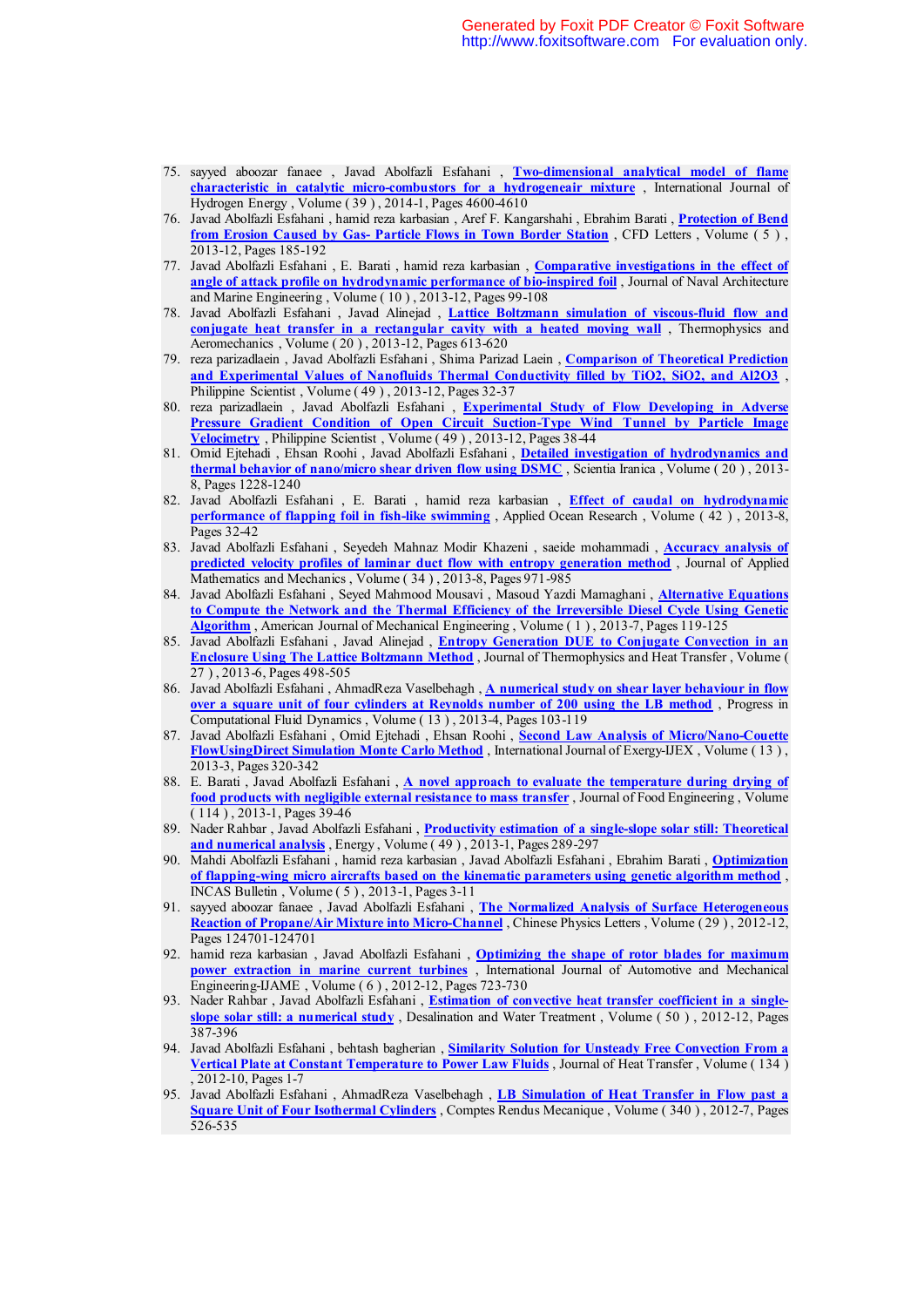75. sayyed aboozar fanaee , Javad Abolfazli Esfahani , **Two-dimensional analytical model of flame characteristic in catalytic micro-combustors for a hydrogeneair mixture** , International Journal of Hydrogen Energy , Volume ( 39 ) , 2014-1, Pages 4600-4610
76. Javad Abolfazli Esfahani , hamid reza karbasian , Aref F. Kangarshahi , Ebrahim Barati , **Protection of Bend from Erosion Caused by Gas- Particle Flows in Town Border Station** , CFD Letters , Volume ( 5 ) , 2013-12, Pages 185-192
77. Javad Abolfazli Esfahani , E. Barati , hamid reza karbasian , **Comparative investigations in the effect of angle of attack profile on hydrodynamic performance of bio-inspired foil** , Journal of Naval Architecture and Marine Engineering , Volume ( 10 ) , 2013-12, Pages 99-108
78. Javad Abolfazli Esfahani , Javad Alinejad , **Lattice Boltzmann simulation of viscous-fluid flow and conjugate heat transfer in a rectangular cavity with a heated moving wall** , Thermophysics and Aeromechanics , Volume ( 20 ) , 2013-12, Pages 613-620
79. reza parizadlaein , Javad Abolfazli Esfahani , Shima Parizad Laein , **Comparison of Theoretical Prediction and Experimental Values of Nanofluids Thermal Conductivity filled by TiO2, SiO2, and Al2O3** , Philippine Scientist , Volume ( 49 ) , 2013-12, Pages 32-37
80. reza parizadlaein , Javad Abolfazli Esfahani , **Experimental Study of Flow Developing in Adverse Pressure Gradient Condition of Open Circuit Suction-Type Wind Tunnel by Particle Image Velocimetry** , Philippine Scientist , Volume ( 49 ) , 2013-12, Pages 38-44
81. Omid Ejtehadi , Ehsan Roohi , Javad Abolfazli Esfahani , **Detailed investigation of hydrodynamics and thermal behavior of nano/micro shear driven flow using DSMC** , Scientia Iranica , Volume ( 20 ) , 2013-8, Pages 1228-1240
82. Javad Abolfazli Esfahani , E. Barati , hamid reza karbasian , **Effect of caudal on hydrodynamic performance of flapping foil in fish-like swimming** , Applied Ocean Research , Volume ( 42 ) , 2013-8, Pages 32-42
83. Javad Abolfazli Esfahani , Seyedeh Mahnaz Modir Khazeni , saeide mohammadi , **Accuracy analysis of predicted velocity profiles of laminar duct flow with entropy generation method** , Journal of Applied Mathematics and Mechanics , Volume ( 34 ) , 2013-8, Pages 971-985
84. Javad Abolfazli Esfahani , Seyed Mahmood Mousavi , Masoud Yazdi Mamaghani , **Alternative Equations to Compute the Network and the Thermal Efficiency of the Irreversible Diesel Cycle Using Genetic Algorithm** , American Journal of Mechanical Engineering , Volume ( 1 ) , 2013-7, Pages 119-125
85. Javad Abolfazli Esfahani , Javad Alinejad , **Entropy Generation DUE to Conjugate Convection in an Enclosure Using The Lattice Boltzmann Method** , Journal of Thermophysics and Heat Transfer , Volume ( 27 ) , 2013-6, Pages 498-505
86. Javad Abolfazli Esfahani , AhmadReza Vaselbehagh , **A numerical study on shear layer behaviour in flow over a square unit of four cylinders at Reynolds number of 200 using the LB method** , Progress in Computational Fluid Dynamics , Volume ( 13 ) , 2013-4, Pages 103-119
87. Javad Abolfazli Esfahani , Omid Ejtehadi , Ehsan Roohi , **Second Law Analysis of Micro/Nano-Couette FlowUsingDirect Simulation Monte Carlo Method** , International Journal of Exergy-IJEX , Volume ( 13 ) , 2013-3, Pages 320-342
88. E. Barati , Javad Abolfazli Esfahani , **A novel approach to evaluate the temperature during drying of food products with negligible external resistance to mass transfer** , Journal of Food Engineering , Volume ( 114 ) , 2013-1, Pages 39-46
89. Nader Rahbar , Javad Abolfazli Esfahani , **Productivity estimation of a single-slope solar still: Theoretical and numerical analysis** , Energy , Volume ( 49 ) , 2013-1, Pages 289-297
90. Mahdi Abolfazli Esfahani , hamid reza karbasian , Javad Abolfazli Esfahani , Ebrahim Barati , **Optimization of flapping-wing micro aircrafts based on the kinematic parameters using genetic algorithm method** , INCAS Bulletin , Volume ( 5 ) , 2013-1, Pages 3-11
91. sayyed aboozar fanaee , Javad Abolfazli Esfahani , **The Normalized Analysis of Surface Heterogeneous Reaction of Propane/Air Mixture into Micro-Channel** , Chinese Physics Letters , Volume ( 29 ) , 2012-12, Pages 124701-124701
92. hamid reza karbasian , Javad Abolfazli Esfahani , **Optimizing the shape of rotor blades for maximum power extraction in marine current turbines** , International Journal of Automotive and Mechanical Engineering-IJAME , Volume ( 6 ) , 2012-12, Pages 723-730
93. Nader Rahbar , Javad Abolfazli Esfahani , **Estimation of convective heat transfer coefficient in a single-slope solar still: a numerical study** , Desalination and Water Treatment , Volume ( 50 ) , 2012-12, Pages 387-396
94. Javad Abolfazli Esfahani , behtash bagherian , **Similarity Solution for Unsteady Free Convection From a Vertical Plate at Constant Temperature to Power Law Fluids** , Journal of Heat Transfer , Volume ( 134 ) , 2012-10, Pages 1-7
95. Javad Abolfazli Esfahani , AhmadReza Vaselbehagh , **LB Simulation of Heat Transfer in Flow past a Square Unit of Four Isothermal Cylinders** , Comptes Rendus Mecanique , Volume ( 340 ) , 2012-7, Pages 526-535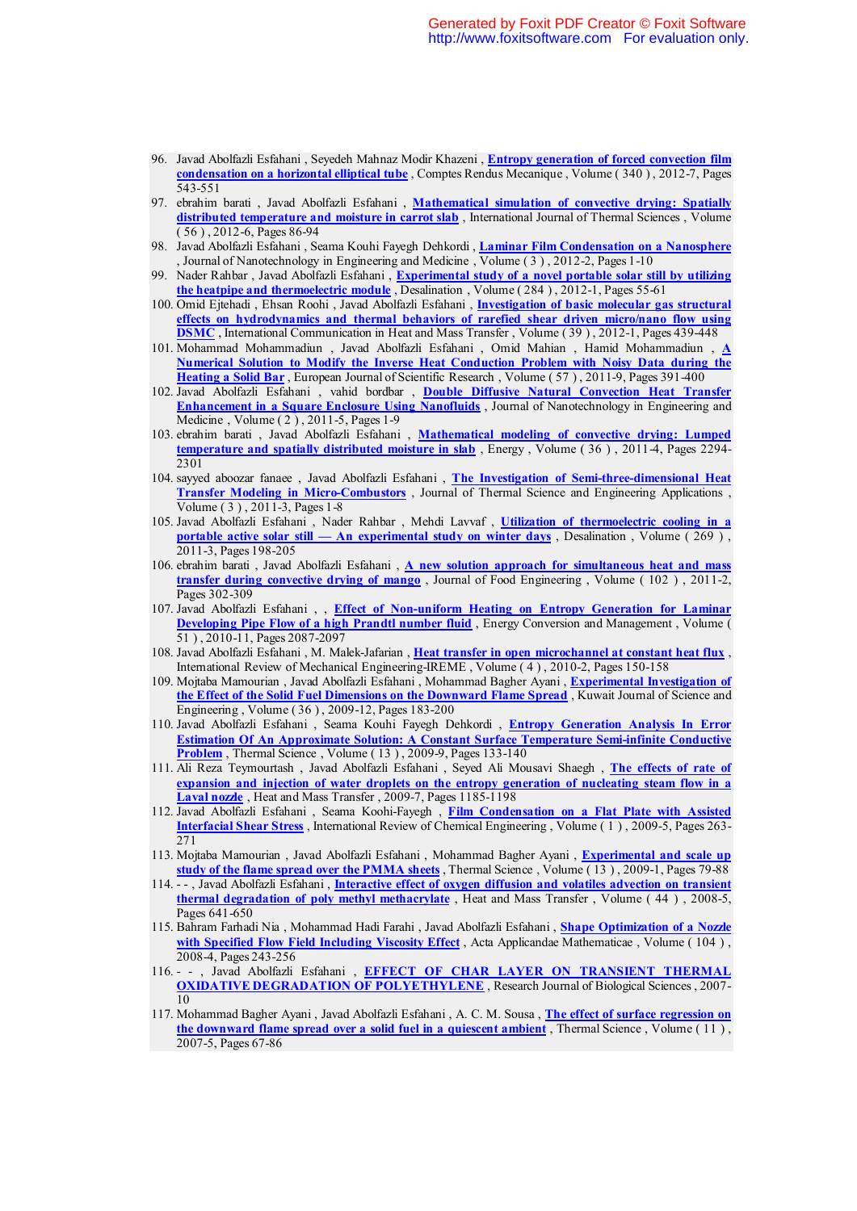96. Javad Abolfazli Esfahani , Seyedeh Mahnaz Modir Khazeni , **Entropy generation of forced convection film condensation on a horizontal elliptical tube** , Comptes Rendus Mecanique , Volume ( 340 ) , 2012-7, Pages 543-551
97. ebrahim barati , Javad Abolfazli Esfahani , **Mathematical simulation of convective drying: Spatially distributed temperature and moisture in carrot slab** , International Journal of Thermal Sciences , Volume ( 56 ) , 2012-6, Pages 86-94
98. Javad Abolfazli Esfahani , Seama Kouhi Fayegh Dehkordi , **Laminar Film Condensation on a Nanosphere** , Journal of Nanotechnology in Engineering and Medicine , Volume ( 3 ) , 2012-2, Pages 1-10
99. Nader Rahbar , Javad Abolfazli Esfahani , **Experimental study of a novel portable solar still by utilizing the heatpipe and thermoelectric module** , Desalination , Volume ( 284 ) , 2012-1, Pages 55-61
100. Omid Ejtehadi , Ehsan Roohi , Javad Abolfazli Esfahani , **Investigation of basic molecular gas structural effects on hydrodynamics and thermal behaviors of rarefied shear driven micro/nano flow using DSMC** , International Communication in Heat and Mass Transfer , Volume ( 39 ) , 2012-1, Pages 439-448
101. Mohammad Mohammadiun , Javad Abolfazli Esfahani , Omid Mahian , Hamid Mohammadiun , **A Numerical Solution to Modify the Inverse Heat Conduction Problem with Noisy Data during the Heating a Solid Bar** , European Journal of Scientific Research , Volume ( 57 ) , 2011-9, Pages 391-400
102. Javad Abolfazli Esfahani , vahid bordbar , **Double Diffusive Natural Convection Heat Transfer Enhancement in a Square Enclosure Using Nanofluids** , Journal of Nanotechnology in Engineering and Medicine , Volume ( 2 ) , 2011-5, Pages 1-9
103. ebrahim barati , Javad Abolfazli Esfahani , **Mathematical modeling of convective drying: Lumped temperature and spatially distributed moisture in slab** , Energy , Volume ( 36 ) , 2011-4, Pages 2294-2301
104. sayyed aboozar fanaee , Javad Abolfazli Esfahani , **The Investigation of Semi-three-dimensional Heat Transfer Modeling in Micro-Combustors** , Journal of Thermal Science and Engineering Applications , Volume ( 3 ) , 2011-3, Pages 1-8
105. Javad Abolfazli Esfahani , Nader Rahbar , Mehdi Lavvaf , **Utilization of thermoelectric cooling in a portable active solar still — An experimental study on winter days** , Desalination , Volume ( 269 ) , 2011-3, Pages 198-205
106. ebrahim barati , Javad Abolfazli Esfahani , **A new solution approach for simultaneous heat and mass transfer during convective drying of mango** , Journal of Food Engineering , Volume ( 102 ) , 2011-2, Pages 302-309
107. Javad Abolfazli Esfahani , , , **Effect of Non-uniform Heating on Entropy Generation for Laminar Developing Pipe Flow of a high Prandtl number fluid** , Energy Conversion and Management , Volume ( 51 ) , 2010-11, Pages 2087-2097
108. Javad Abolfazli Esfahani , M. Malek-Jafarian , **Heat transfer in open microchannel at constant heat flux** , International Review of Mechanical Engineering-IREME , Volume ( 4 ) , 2010-2, Pages 150-158
109. Mojtaba Mamourian , Javad Abolfazli Esfahani , Mohammad Bagher Ayani , **Experimental Investigation of the Effect of the Solid Fuel Dimensions on the Downward Flame Spread** , Kuwait Journal of Science and Engineering , Volume ( 36 ) , 2009-12, Pages 183-200
110. Javad Abolfazli Esfahani , Seama Kouhi Fayegh Dehkordi , **Entropy Generation Analysis In Error Estimation Of An Approximate Solution: A Constant Surface Temperature Semi-infinite Conductive Problem** , Thermal Science , Volume ( 13 ) , 2009-9, Pages 133-140
111. Ali Reza Teymourtash , Javad Abolfazli Esfahani , Seyed Ali Mousavi Shaegh , **The effects of rate of expansion and injection of water droplets on the entropy generation of nucleating steam flow in a Laval nozzle** , Heat and Mass Transfer , 2009-7, Pages 1185-1198
112. Javad Abolfazli Esfahani , Seama Koohi-Fayegh , **Film Condensation on a Flat Plate with Assisted Interfacial Shear Stress** , International Review of Chemical Engineering , Volume ( 1 ) , 2009-5, Pages 263-271
113. Mojtaba Mamourian , Javad Abolfazli Esfahani , Mohammad Bagher Ayani , **Experimental and scale up study of the flame spread over the PMMA sheets** , Thermal Science , Volume ( 13 ) , 2009-1, Pages 79-88
114. - - , Javad Abolfazli Esfahani , **Interactive effect of oxygen diffusion and volatiles advection on transient thermal degradation of poly methyl methacrylate** , Heat and Mass Transfer , Volume ( 44 ) , 2008-5, Pages 641-650
115. Bahram Farhadi Nia , Mohammad Hadi Farahi , Javad Abolfazli Esfahani , **Shape Optimization of a Nozzle with Specified Flow Field Including Viscosity Effect** , Acta Applicandae Mathematicae , Volume ( 104 ) , 2008-4, Pages 243-256
116. - - , Javad Abolfazli Esfahani , **EFFECT OF CHAR LAYER ON TRANSIENT THERMAL OXIDATIVE DEGRADATION OF POLYETHYLENE** , Research Journal of Biological Sciences , 2007-10
117. Mohammad Bagher Ayani , Javad Abolfazli Esfahani , A. C. M. Sousa , **The effect of surface regression on the downward flame spread over a solid fuel in a quiescent ambient** , Thermal Science , Volume ( 11 ) , 2007-5, Pages 67-86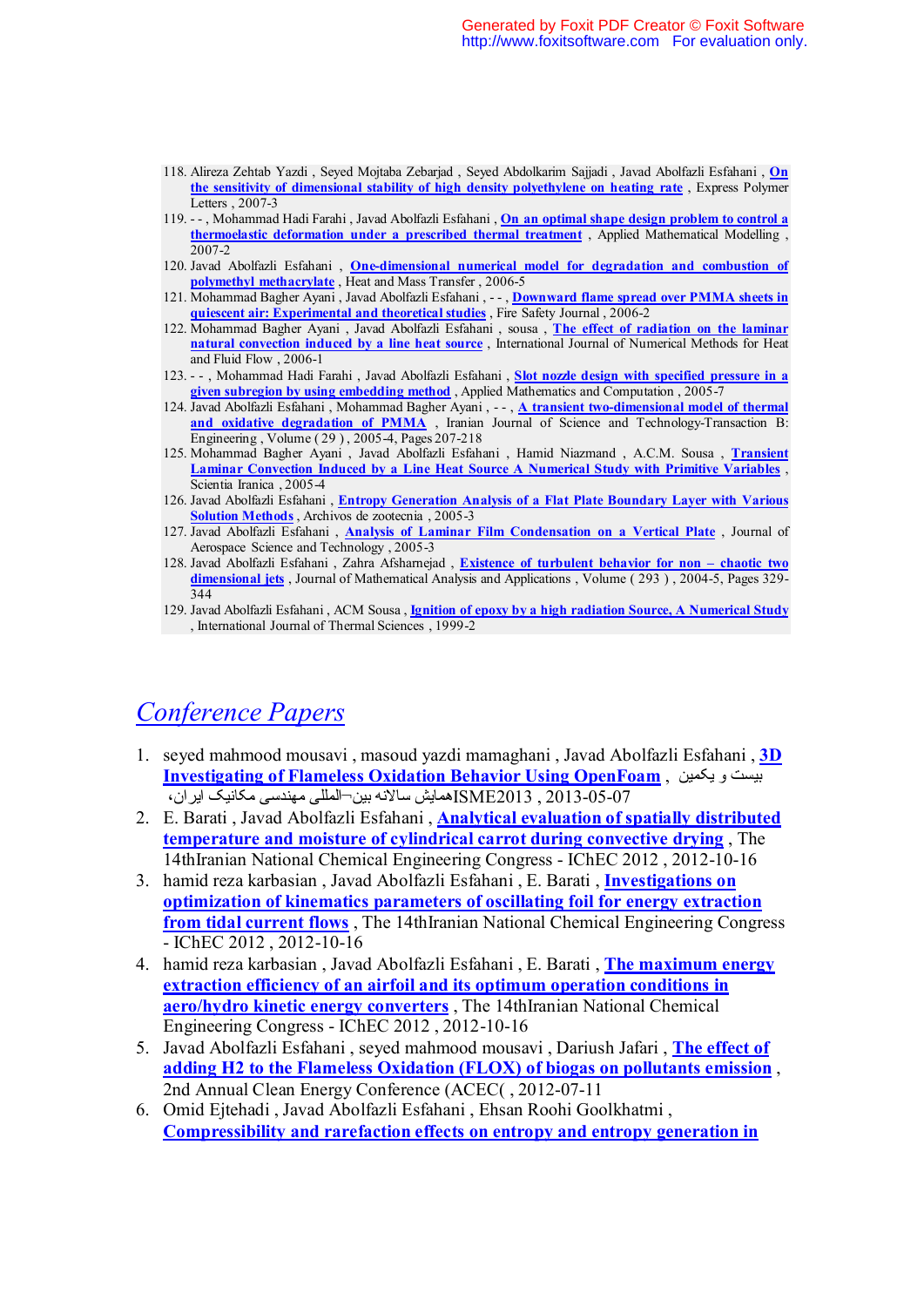118. Alireza Zehtab Yazdi , Seyed Mojtaba Zebarjad , Seyed Abdolkarim Sajjadi , Javad Abolfazli Esfahani , **On the sensitivity of dimensional stability of high density polyethylene on heating rate** , Express Polymer Letters , 2007-3
119. - - , Mohammad Hadi Farahi , Javad Abolfazli Esfahani , **On an optimal shape design problem to control a thermoelastic deformation under a prescribed thermal treatment** , Applied Mathematical Modelling , 2007-2
120. Javad Abolfazli Esfahani , **One-dimensional numerical model for degradation and combustion of polymethyl methacrylate** , Heat and Mass Transfer , 2006-5
121. Mohammad Bagher Ayani , Javad Abolfazli Esfahani , - - , **Downward flame spread over PMMA sheets in quiescent air: Experimental and theoretical studies** , Fire Safety Journal , 2006-2
122. Mohammad Bagher Ayani , Javad Abolfazli Esfahani , sousa , **The effect of radiation on the laminar natural convection induced by a line heat source** , International Journal of Numerical Methods for Heat and Fluid Flow , 2006-1
123. - - , Mohammad Hadi Farahi , Javad Abolfazli Esfahani , **Slot nozzle design with specified pressure in a given subregion by using embedding method** , Applied Mathematics and Computation , 2005-7
124. Javad Abolfazli Esfahani , Mohammad Bagher Ayani , - - , **A transient two-dimensional model of thermal and oxidative degradation of PMMA** , Iranian Journal of Science and Technology-Transaction B: Engineering , Volume ( 29 ) , 2005-4, Pages 207-218
125. Mohammad Bagher Ayani , Javad Abolfazli Esfahani , Hamid Niazmand , A.C.M. Sousa , **Transient Laminar Convection Induced by a Line Heat Source A Numerical Study with Primitive Variables** , Scientia Iranica , 2005-4
126. Javad Abolfazli Esfahani , **Entropy Generation Analysis of a Flat Plate Boundary Layer with Various Solution Methods** , Archivos de zootecnia , 2005-3
127. Javad Abolfazli Esfahani , **Analysis of Laminar Film Condensation on a Vertical Plate** , Journal of Aerospace Science and Technology , 2005-3
128. Javad Abolfazli Esfahani , Zahra Afsharnejad , **Existence of turbulent behavior for non – chaotic two dimensional jets** , Journal of Mathematical Analysis and Applications , Volume ( 293 ) , 2004-5, Pages 329-344
129. Javad Abolfazli Esfahani , ACM Sousa , **Ignition of epoxy by a high radiation Source, A Numerical Study** , International Journal of Thermal Sciences , 1999-2

## *Conference Papers*

1. seyed mahmood mousavi , masoud yazdi mamaghani , Javad Abolfazli Esfahani , **3D Investigating of Flameless Oxidation Behavior Using OpenFoam** , بیست و یکمین همایش سالانه بین¬المللی مهندسی مکانیک ایران، ISME2013 , 2013-05-07
2. E. Barati , Javad Abolfazli Esfahani , **Analytical evaluation of spatially distributed temperature and moisture of cylindrical carrot during convective drying** , The 14thIranian National Chemical Engineering Congress - IChEC 2012 , 2012-10-16
3. hamid reza karbasian , Javad Abolfazli Esfahani , E. Barati , **Investigations on optimization of kinematics parameters of oscillating foil for energy extraction from tidal current flows** , The 14thIranian National Chemical Engineering Congress - IChEC 2012 , 2012-10-16
4. hamid reza karbasian , Javad Abolfazli Esfahani , E. Barati , **The maximum energy extraction efficiency of an airfoil and its optimum operation conditions in aero/hydro kinetic energy converters** , The 14thIranian National Chemical Engineering Congress - IChEC 2012 , 2012-10-16
5. Javad Abolfazli Esfahani , seyed mahmood mousavi , Dariush Jafari , **The effect of adding H2 to the Flameless Oxidation (FLOX) of biogas on pollutants emission** , 2nd Annual Clean Energy Conference (ACEC( , 2012-07-11
6. Omid Ejtehadi , Javad Abolfazli Esfahani , Ehsan Roohi Goolkhatmi , **Compressibility and rarefaction effects on entropy and entropy generation in**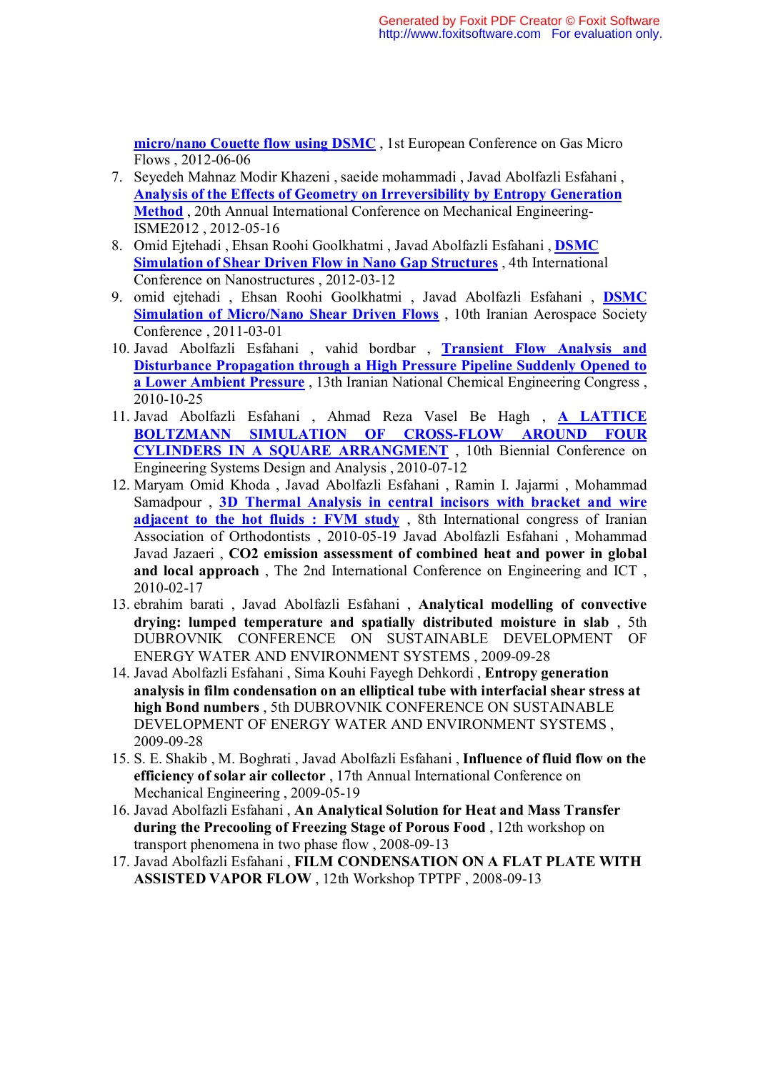**micro/nano Couette flow using DSMC** , 1st European Conference on Gas Micro Flows , 2012-06-06

7. Seyedeh Mahnaz Modir Khazeni , saeide mohammadi , Javad Abolfazli Esfahani , **Analysis of the Effects of Geometry on Irreversibility by Entropy Generation Method** , 20th Annual International Conference on Mechanical Engineering-ISME2012 , 2012-05-16
8. Omid Ejtehadi , Ehsan Roohi Goolkhatmi , Javad Abolfazli Esfahani , **DSMC Simulation of Shear Driven Flow in Nano Gap Structures** , 4th International Conference on Nanostructures , 2012-03-12
9. omid ejtehadi , Ehsan Roohi Goolkhatmi , Javad Abolfazli Esfahani , **DSMC Simulation of Micro/Nano Shear Driven Flows** , 10th Iranian Aerospace Society Conference , 2011-03-01
10. Javad Abolfazli Esfahani , vahid bordbar , **Transient Flow Analysis and Disturbance Propagation through a High Pressure Pipeline Suddenly Opened to a Lower Ambient Pressure** , 13th Iranian National Chemical Engineering Congress , 2010-10-25
11. Javad Abolfazli Esfahani , Ahmad Reza Vasel Be Hagh , **A LATTICE BOLTZMANN SIMULATION OF CROSS-FLOW AROUND FOUR CYLINDERS IN A SQUARE ARRANGMENT** , 10th Biennial Conference on Engineering Systems Design and Analysis , 2010-07-12
12. Maryam Omid Khoda , Javad Abolfazli Esfahani , Ramin I. Jajarmi , Mohammad Samadpour , **3D Thermal Analysis in central incisors with bracket and wire adjacent to the hot fluids : FVM study** , 8th International congress of Iranian Association of Orthodontists , 2010-05-19 Javad Abolfazli Esfahani , Mohammad Javad Jazaeri , **CO2 emission assessment of combined heat and power in global and local approach** , The 2nd International Conference on Engineering and ICT , 2010-02-17
13. ebrahim barati , Javad Abolfazli Esfahani , **Analytical modelling of convective drying: lumped temperature and spatially distributed moisture in slab** , 5th DUBROVNIK CONFERENCE ON SUSTAINABLE DEVELOPMENT OF ENERGY WATER AND ENVIRONMENT SYSTEMS , 2009-09-28
14. Javad Abolfazli Esfahani , Sima Kouhi Fayegh Dehkordi , **Entropy generation analysis in film condensation on an elliptical tube with interfacial shear stress at high Bond numbers** , 5th DUBROVNIK CONFERENCE ON SUSTAINABLE DEVELOPMENT OF ENERGY WATER AND ENVIRONMENT SYSTEMS , 2009-09-28
15. S. E. Shakib , M. Boghrati , Javad Abolfazli Esfahani , **Influence of fluid flow on the efficiency of solar air collector** , 17th Annual International Conference on Mechanical Engineering , 2009-05-19
16. Javad Abolfazli Esfahani , **An Analytical Solution for Heat and Mass Transfer during the Precooling of Freezing Stage of Porous Food** , 12th workshop on transport phenomena in two phase flow , 2008-09-13
17. Javad Abolfazli Esfahani , **FILM CONDENSATION ON A FLAT PLATE WITH ASSISTED VAPOR FLOW** , 12th Workshop TPTPF , 2008-09-13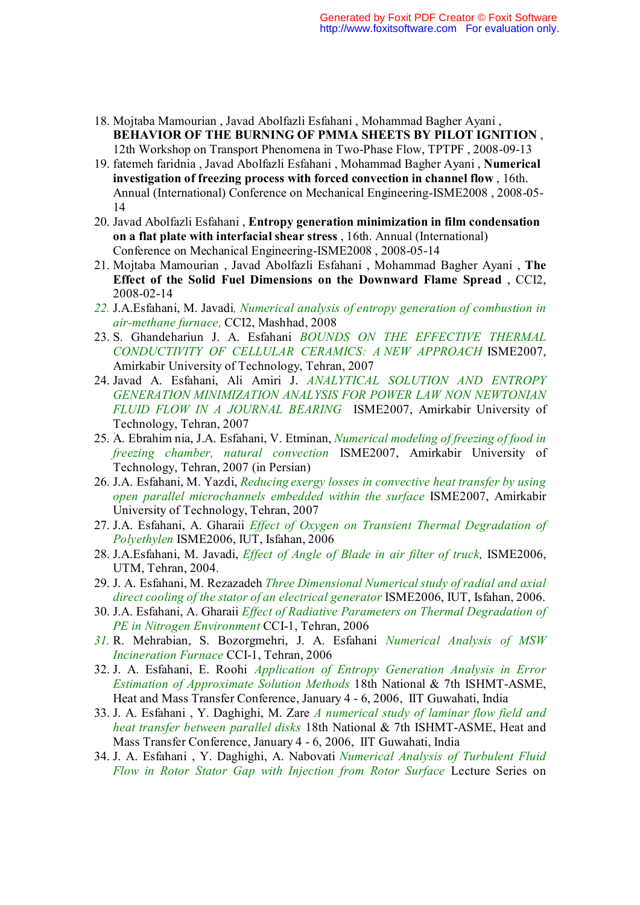18. Mojtaba Mamourian , Javad Abolfazli Esfahani , Mohammad Bagher Ayani , **BEHAVIOR OF THE BURNING OF PMMA SHEETS BY PILOT IGNITION** , 12th Workshop on Transport Phenomena in Two-Phase Flow, TPTPF , 2008-09-13
19. fatemeh faridnia , Javad Abolfazli Esfahani , Mohammad Bagher Ayani , **Numerical investigation of freezing process with forced convection in channel flow** , 16th. Annual (International) Conference on Mechanical Engineering-ISME2008 , 2008-05-14
20. Javad Abolfazli Esfahani , **Entropy generation minimization in film condensation on a flat plate with interfacial shear stress** , 16th. Annual (International) Conference on Mechanical Engineering-ISME2008 , 2008-05-14
21. Mojtaba Mamourian , Javad Abolfazli Esfahani , Mohammad Bagher Ayani , **The Effect of the Solid Fuel Dimensions on the Downward Flame Spread** , CCI2, 2008-02-14
22. J.A.Esfahani, M. Javadi*, Numerical analysis of entropy generation of combustion in air-methane furnace,* CCI2, Mashhad, 2008
23. S. Ghandehariun J. A. Esfahani *BOUNDS ON THE EFFECTIVE THERMAL CONDUCTIVITY OF CELLULAR CERAMICS: A NEW APPROACH* ISME2007, Amirkabir University of Technology, Tehran, 2007
24. Javad A. Esfahani, Ali Amiri J. *ANALYTICAL SOLUTION AND ENTROPY GENERATION MINIMIZATION ANALYSIS FOR POWER LAW NON NEWTONIAN FLUID FLOW IN A JOURNAL BEARING* ISME2007, Amirkabir University of Technology, Tehran, 2007
25. A. Ebrahim nia, J.A. Esfahani, V. Etminan, *Numerical modeling of freezing of food in freezing chamber, natural convection* ISME2007, Amirkabir University of Technology, Tehran, 2007 (in Persian)
26. J.A. Esfahani, M. Yazdi, *Reducing exergy losses in convective heat transfer by using open parallel microchannels embedded within the surface* ISME2007, Amirkabir University of Technology, Tehran, 2007
27. J.A. Esfahani, A. Gharaii *Effect of Oxygen on Transient Thermal Degradation of Polyethylen* ISME2006, IUT, Isfahan, 2006
28. J.A.Esfahani, M. Javadi, *Effect of Angle of Blade in air filter of truck,* ISME2006, UTM, Tehran, 2004.
29. J. A. Esfahani, M. Rezazadeh *Three Dimensional Numerical study of radial and axial direct cooling of the stator of an electrical generator* ISME2006, IUT, Isfahan, 2006.
30. J.A. Esfahani, A. Gharaii *Effect of Radiative Parameters on Thermal Degradation of PE in Nitrogen Environment* CCI-1, Tehran, 2006
31. R. Mehrabian, S. Bozorgmehri, J. A. Esfahani *Numerical Analysis of MSW Incineration Furnace* CCI-1, Tehran, 2006
32. J. A. Esfahani, E. Roohi *Application of Entropy Generation Analysis in Error Estimation of Approximate Solution Methods* 18th National & 7th ISHMT-ASME, Heat and Mass Transfer Conference, January 4 - 6, 2006, IIT Guwahati, India
33. J. A. Esfahani , Y. Daghighi, M. Zare *A numerical study of laminar flow field and heat transfer between parallel disks* 18th National & 7th ISHMT-ASME, Heat and Mass Transfer Conference, January 4 - 6, 2006, IIT Guwahati, India
34. J. A. Esfahani , Y. Daghighi, A. Nabovati *Numerical Analysis of Turbulent Fluid Flow in Rotor Stator Gap with Injection from Rotor Surface* Lecture Series on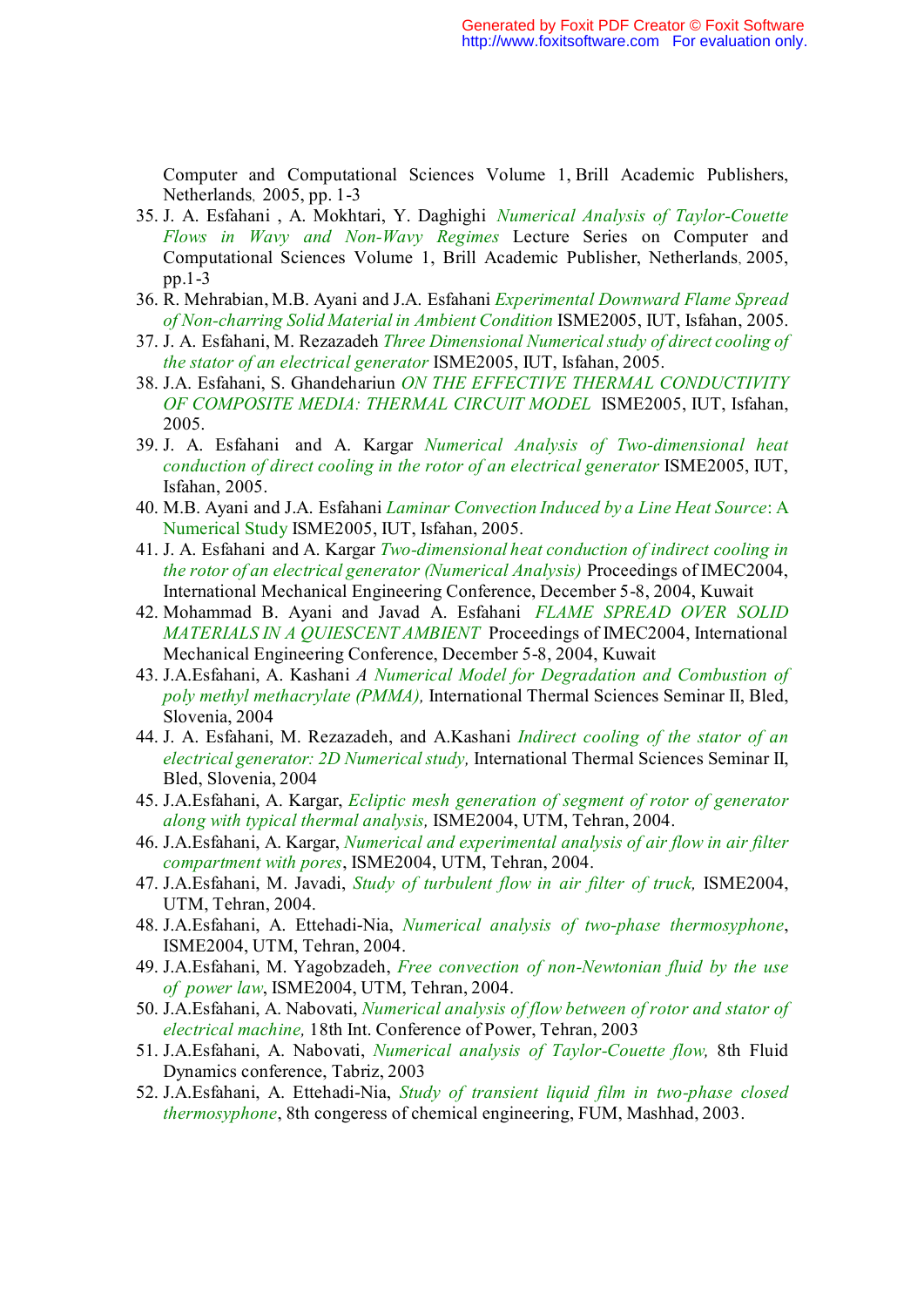Computer and Computational Sciences Volume 1, Brill Academic Publishers, Netherlands, 2005, pp. 1-3

35. J. A. Esfahani , A. Mokhtari, Y. Daghighi *Numerical Analysis of Taylor-Couette Flows in Wavy and Non-Wavy Regimes* Lecture Series on Computer and Computational Sciences Volume 1, Brill Academic Publisher, Netherlands, 2005, pp.1-3
36. R. Mehrabian, M.B. Ayani and J.A. Esfahani *Experimental Downward Flame Spread of Non-charring Solid Material in Ambient Condition* ISME2005, IUT, Isfahan, 2005.
37. J. A. Esfahani, M. Rezazadeh *Three Dimensional Numerical study of direct cooling of the stator of an electrical generator* ISME2005, IUT, Isfahan, 2005.
38. J.A. Esfahani, S. Ghandehariun *ON THE EFFECTIVE THERMAL CONDUCTIVITY OF COMPOSITE MEDIA: THERMAL CIRCUIT MODEL* ISME2005, IUT, Isfahan, 2005.
39. J. A. Esfahani and A. Kargar *Numerical Analysis of Two-dimensional heat conduction of direct cooling in the rotor of an electrical generator* ISME2005, IUT, Isfahan, 2005.
40. M.B. Ayani and J.A. Esfahani *Laminar Convection Induced by a Line Heat Source*: A Numerical Study ISME2005, IUT, Isfahan, 2005.
41. J. A. Esfahani and A. Kargar *Two-dimensional heat conduction of indirect cooling in the rotor of an electrical generator (Numerical Analysis)* Proceedings of IMEC2004, International Mechanical Engineering Conference, December 5-8, 2004, Kuwait
42. Mohammad B. Ayani and Javad A. Esfahani *FLAME SPREAD OVER SOLID MATERIALS IN A QUIESCENT AMBIENT* Proceedings of IMEC2004, International Mechanical Engineering Conference, December 5-8, 2004, Kuwait
43. J.A.Esfahani, A. Kashani *A Numerical Model for Degradation and Combustion of poly methyl methacrylate (PMMA),* International Thermal Sciences Seminar II, Bled, Slovenia, 2004
44. J. A. Esfahani, M. Rezazadeh, and A.Kashani *Indirect cooling of the stator of an electrical generator: 2D Numerical study,* International Thermal Sciences Seminar II, Bled, Slovenia, 2004
45. J.A.Esfahani, A. Kargar, *Ecliptic mesh generation of segment of rotor of generator along with typical thermal analysis,* ISME2004, UTM, Tehran, 2004.
46. J.A.Esfahani, A. Kargar, *Numerical and experimental analysis of air flow in air filter compartment with pores*, ISME2004, UTM, Tehran, 2004.
47. J.A.Esfahani, M. Javadi, *Study of turbulent flow in air filter of truck,* ISME2004, UTM, Tehran, 2004.
48. J.A.Esfahani, A. Ettehadi-Nia, *Numerical analysis of two-phase thermosyphone*, ISME2004, UTM, Tehran, 2004.
49. J.A.Esfahani, M. Yagobzadeh, *Free convection of non-Newtonian fluid by the use of power law*, ISME2004, UTM, Tehran, 2004.
50. J.A.Esfahani, A. Nabovati, *Numerical analysis of flow between of rotor and stator of electrical machine,* 18th Int. Conference of Power, Tehran, 2003
51. J.A.Esfahani, A. Nabovati, *Numerical analysis of Taylor-Couette flow,* 8th Fluid Dynamics conference, Tabriz, 2003
52. J.A.Esfahani, A. Ettehadi-Nia, *Study of transient liquid film in two-phase closed thermosyphone*, 8th congeress of chemical engineering, FUM, Mashhad, 2003.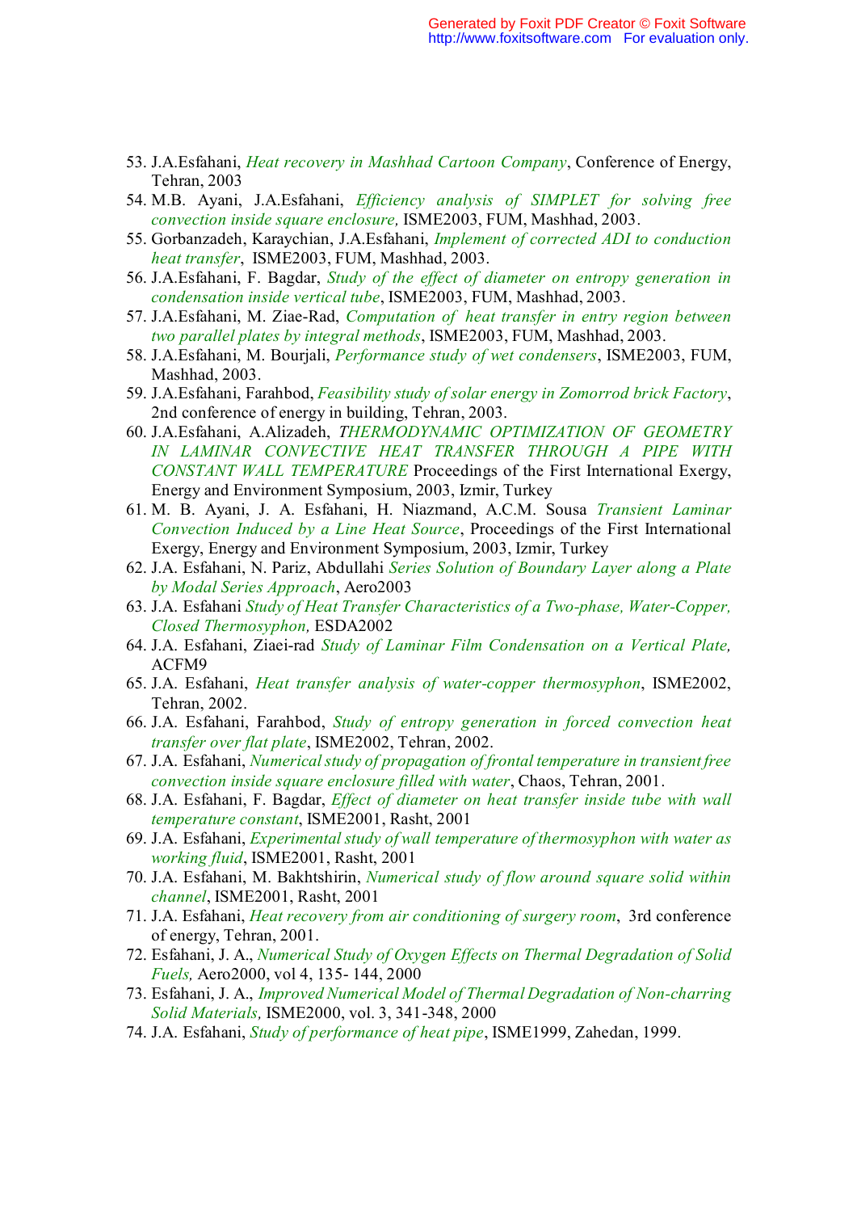53. J.A.Esfahani, *Heat recovery in Mashhad Cartoon Company*, Conference of Energy, Tehran, 2003
54. M.B. Ayani, J.A.Esfahani, *Efficiency analysis of SIMPLET for solving free convection inside square enclosure,* ISME2003, FUM, Mashhad, 2003.
55. Gorbanzadeh, Karaychian, J.A.Esfahani, *Implement of corrected ADI to conduction heat transfer*, ISME2003, FUM, Mashhad, 2003.
56. J.A.Esfahani, F. Bagdar, *Study of the effect of diameter on entropy generation in condensation inside vertical tube*, ISME2003, FUM, Mashhad, 2003.
57. J.A.Esfahani, M. Ziae-Rad, *Computation of heat transfer in entry region between two parallel plates by integral methods*, ISME2003, FUM, Mashhad, 2003.
58. J.A.Esfahani, M. Bourjali, *Performance study of wet condensers*, ISME2003, FUM, Mashhad, 2003.
59. J.A.Esfahani, Farahbod, *Feasibility study of solar energy in Zomorrod brick Factory*, 2nd conference of energy in building, Tehran, 2003.
60. J.A.Esfahani, A.Alizadeh, *THERMODYNAMIC OPTIMIZATION OF GEOMETRY IN LAMINAR CONVECTIVE HEAT TRANSFER THROUGH A PIPE WITH CONSTANT WALL TEMPERATURE* Proceedings of the First International Exergy, Energy and Environment Symposium, 2003, Izmir, Turkey
61. M. B. Ayani, J. A. Esfahani, H. Niazmand, A.C.M. Sousa *Transient Laminar Convection Induced by a Line Heat Source*, Proceedings of the First International Exergy, Energy and Environment Symposium, 2003, Izmir, Turkey
62. J.A. Esfahani, N. Pariz, Abdullahi *Series Solution of Boundary Layer along a Plate by Modal Series Approach*, Aero2003
63. J.A. Esfahani *Study of Heat Transfer Characteristics of a Two-phase, Water-Copper, Closed Thermosyphon,* ESDA2002
64. J.A. Esfahani, Ziaei-rad *Study of Laminar Film Condensation on a Vertical Plate,* ACFM9
65. J.A. Esfahani, *Heat transfer analysis of water-copper thermosyphon*, ISME2002, Tehran, 2002.
66. J.A. Esfahani, Farahbod, *Study of entropy generation in forced convection heat transfer over flat plate*, ISME2002, Tehran, 2002.
67. J.A. Esfahani, *Numerical study of propagation of frontal temperature in transient free convection inside square enclosure filled with water*, Chaos, Tehran, 2001.
68. J.A. Esfahani, F. Bagdar, *Effect of diameter on heat transfer inside tube with wall temperature constant*, ISME2001, Rasht, 2001
69. J.A. Esfahani, *Experimental study of wall temperature of thermosyphon with water as working fluid*, ISME2001, Rasht, 2001
70. J.A. Esfahani, M. Bakhtshirin, *Numerical study of flow around square solid within channel*, ISME2001, Rasht, 2001
71. J.A. Esfahani, *Heat recovery from air conditioning of surgery room*, 3rd conference of energy, Tehran, 2001.
72. Esfahani, J. A., *Numerical Study of Oxygen Effects on Thermal Degradation of Solid Fuels,* Aero2000, vol 4, 135- 144, 2000
73. Esfahani, J. A., *Improved Numerical Model of Thermal Degradation of Non-charring Solid Materials,* ISME2000, vol. 3, 341-348, 2000
74. J.A. Esfahani, *Study of performance of heat pipe*, ISME1999, Zahedan, 1999.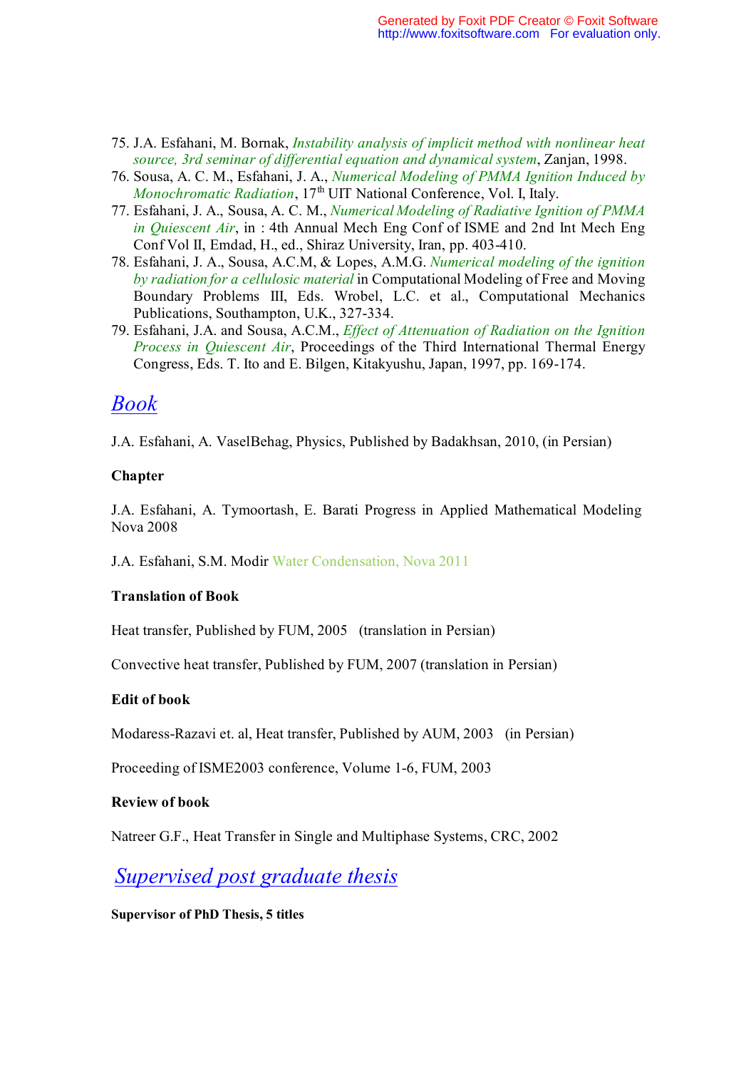75. J.A. Esfahani, M. Bornak, *Instability analysis of implicit method with nonlinear heat source, 3rd seminar of differential equation and dynamical system*, Zanjan, 1998.
76. Sousa, A. C. M., Esfahani, J. A., *Numerical Modeling of PMMA Ignition Induced by Monochromatic Radiation*, 17th UIT National Conference, Vol. I, Italy.
77. Esfahani, J. A., Sousa, A. C. M., *Numerical Modeling of Radiative Ignition of PMMA in Quiescent Air*, in : 4th Annual Mech Eng Conf of ISME and 2nd Int Mech Eng Conf Vol II, Emdad, H., ed., Shiraz University, Iran, pp. 403-410.
78. Esfahani, J. A., Sousa, A.C.M, & Lopes, A.M.G. *Numerical modeling of the ignition by radiation for a cellulosic material* in Computational Modeling of Free and Moving Boundary Problems III, Eds. Wrobel, L.C. et al., Computational Mechanics Publications, Southampton, U.K., 327-334.
79. Esfahani, J.A. and Sousa, A.C.M., *Effect of Attenuation of Radiation on the Ignition Process in Quiescent Air*, Proceedings of the Third International Thermal Energy Congress, Eds. T. Ito and E. Bilgen, Kitakyushu, Japan, 1997, pp. 169-174.

## *Book*

J.A. Esfahani, A. VaselBehag, Physics, Published by Badakhsan, 2010, (in Persian)

**Chapter**

J.A. Esfahani, A. Tymoortash, E. Barati Progress in Applied Mathematical Modeling Nova 2008

J.A. Esfahani, S.M. Modir Water Condensation, Nova 2011

**Translation of Book**

Heat transfer, Published by FUM, 2005 (translation in Persian)

Convective heat transfer, Published by FUM, 2007 (translation in Persian)

**Edit of book**

Modaress-Razavi et. al, Heat transfer, Published by AUM, 2003 (in Persian)

Proceeding of ISME2003 conference, Volume 1-6, FUM, 2003

**Review of book**

Natreer G.F., Heat Transfer in Single and Multiphase Systems, CRC, 2002

## *Supervised post graduate thesis*

**Supervisor of PhD Thesis, 5 titles**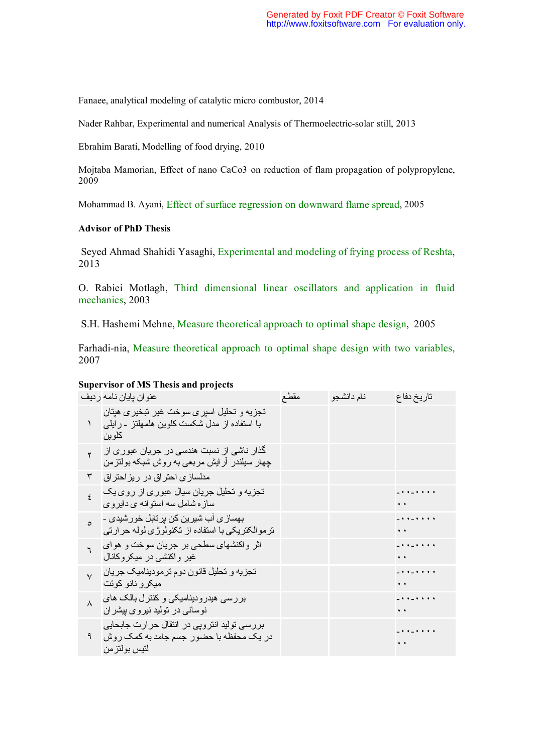Fanaee, analytical modeling of catalytic micro combustor, 2014

Nader Rahbar, Experimental and numerical Analysis of Thermoelectric-solar still, 2013

Ebrahim Barati, Modelling of food drying, 2010

Mojtaba Mamorian, Effect of nano CaCo3 on reduction of flam propagation of polypropylene, 2009

Mohammad B. Ayani, Effect of surface regression on downward flame spread, 2005

**Advisor of PhD Thesis**

Seyed Ahmad Shahidi Yasaghi, Experimental and modeling of frying process of Reshta, 2013

O. Rabiei Motlagh, Third dimensional linear oscillators and application in fluid mechanics, 2003

S.H. Hashemi Mehne, Measure theoretical approach to optimal shape design, 2005

Farhadi-nia, Measure theoretical approach to optimal shape design with two variables, 2007

**Supervisor of MS Thesis and projects**

| ردیف | عنوان پایان نامه | مقطع | نام دانشجو | تاریخ دفاع |
|---|---|---|---|---|
| ۱ | تجزیه و تحلیل اسپری سوخت غیر تبخیری هپتان با استفاده از مدل شکست کلوین هلمهلتز - رایلی کلوین | | | |
| ۲ | گذار ناشی از نسبت هندسی در جریان عبوری از چهار سیلندر آرایش مربعی به روش شبکه بولتزمن | | | |
| ۳ | مدلسازی احتراق در ریزاحتراق | | | |
| ٤ | تجزیه و تحلیل جریان سیال عبوری از روی یک سازه شامل سه استوانه ی دایروی | | | -۰۰-۰۰۰۰ ۰۰ |
| ٥ | بهسازی آب شیرین کن پرتابل خورشیدی - ترموالکتریکی با استفاده از تکنولوژی لوله حرارتی | | | -۰۰-۰۰۰۰ ۰۰ |
| ٦ | اثر واکنشهای سطحی بر جریان سوخت و هوای غیر واکنشی در میکروکانال | | | -۰۰-۰۰۰۰ ۰۰ |
| ۷ | تجزیه و تحلیل قانون دوم ترمودینامیک جریان میکرو نانو کوئت | | | -۰۰-۰۰۰۰ ۰۰ |
| ۸ | بررسی هیدرودینامیکی و کنترل بالک های نوسانی در تولید نیروی پیشران | | | -۰۰-۰۰۰۰ ۰۰ |
| ۹ | بررسی تولید انتروپی در انتقال حرارت جابجایی در یک محفظه با حضور جسم جامد به کمک روش لتیس بولتزمن | | | -۰۰-۰۰۰۰ ۰۰ |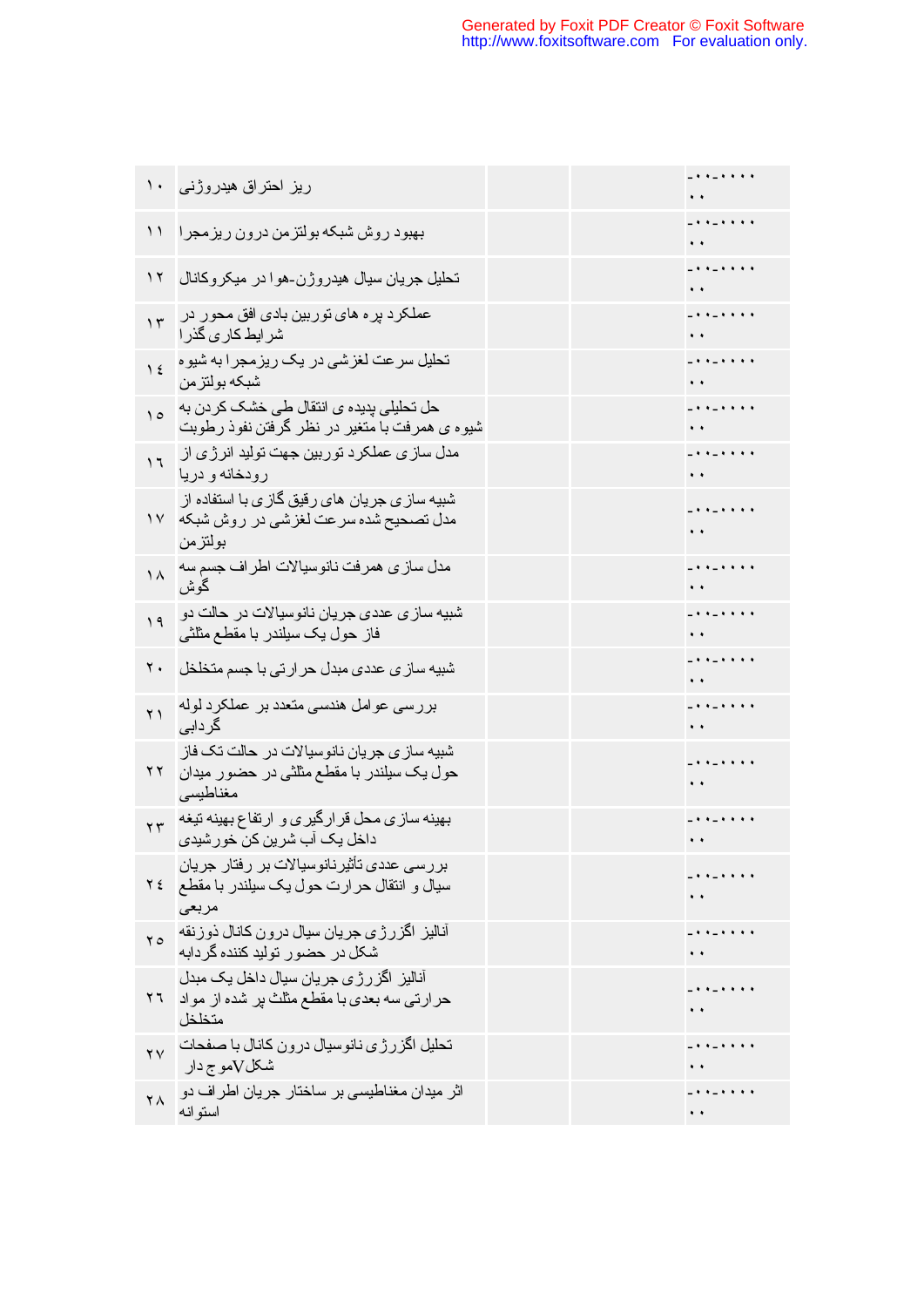| ۱۰ | ریز احتراق هیدروژنی | | | -۰۰-۰۰۰۰ ۰۰ |
|---|---|---|---|---|
| ۱۱ | بهبود روش شبکه بولتزمن درون ریزمجرا | | | -۰۰-۰۰۰۰ ۰۰ |
| ۱۲ | تحلیل جریان سیال هیدروژن-هوا در میکروکانال | | | -۰۰-۰۰۰۰ ۰۰ |
| ۱۳ | عملکرد پره های توربین بادی افق محور در شرایط کاری گذرا | | | -۰۰-۰۰۰۰ ۰۰ |
| ۱٤ | تحلیل سرعت لغزشی در یک ریزمجرا به شیوه شبکه بولتزمن | | | -۰۰-۰۰۰۰ ۰۰ |
| ۱٥ | حل تحلیلی پدیده ی انتقال طی خشک کردن به شیوه ی همرفت با متغیر در نظر گرفتن نفوذ رطوبت | | | -۰۰-۰۰۰۰ ۰۰ |
| ۱٦ | مدل سازی عملکرد توربین جهت تولید انرژی از رودخانه و دریا | | | -۰۰-۰۰۰۰ ۰۰ |
| ۱۷ | شبیه سازی جریان های رقیق گازی با استفاده از مدل تصحیح شده سرعت لغزشی در روش شبکه بولتزمن | | | -۰۰-۰۰۰۰ ۰۰ |
| ۱۸ | مدل سازی همرفت نانوسیالات اطراف جسم سه گوش | | | -۰۰-۰۰۰۰ ۰۰ |
| ۱۹ | شبیه سازی عددی جریان نانوسیالات در حالت دو فاز حول یک سیلندر با مقطع مثلثی | | | -۰۰-۰۰۰۰ ۰۰ |
| ۲۰ | شبیه سازی عددی مبدل حرارتی با جسم متخلخل | | | -۰۰-۰۰۰۰ ۰۰ |
| ۲۱ | بررسی عوامل هندسی متعدد بر عملکرد لوله گردابی | | | -۰۰-۰۰۰۰ ۰۰ |
| ۲۲ | شبیه سازی جریان نانوسیالات در حالت تک فاز حول یک سیلندر با مقطع مثلثی در حضور میدان مغناطیسی | | | -۰۰-۰۰۰۰ ۰۰ |
| ۲۳ | بهینه سازی محل قرارگیری و ارتفاع بهینه تیغه داخل یک آب شرین کن خورشیدی | | | -۰۰-۰۰۰۰ ۰۰ |
| ۲٤ | بررسی عددی تأثیرنانوسیالات بر رفتار جریان سیال و انتقال حرارت حول یک سیلندر با مقطع مربعی | | | -۰۰-۰۰۰۰ ۰۰ |
| ۲٥ | آنالیز اگزرژی جریان سیال درون کانال ذوزنقه شکل در حضور تولید کننده گردابه | | | -۰۰-۰۰۰۰ ۰۰ |
| ۲٦ | آنالیز اگزرژی جریان سیال داخل یک مبدل حرارتی سه بعدی با مقطع مثلث پر شده از مواد متخلخل | | | -۰۰-۰۰۰۰ ۰۰ |
| ۲۷ | تحلیل اگزرژی نانوسیال درون کانال با صفحات شکلV موج دار | | | -۰۰-۰۰۰۰ ۰۰ |
| ۲۸ | اثر میدان مغناطیسی بر ساختار جریان اطراف دو استوانه | | | -۰۰-۰۰۰۰ ۰۰ |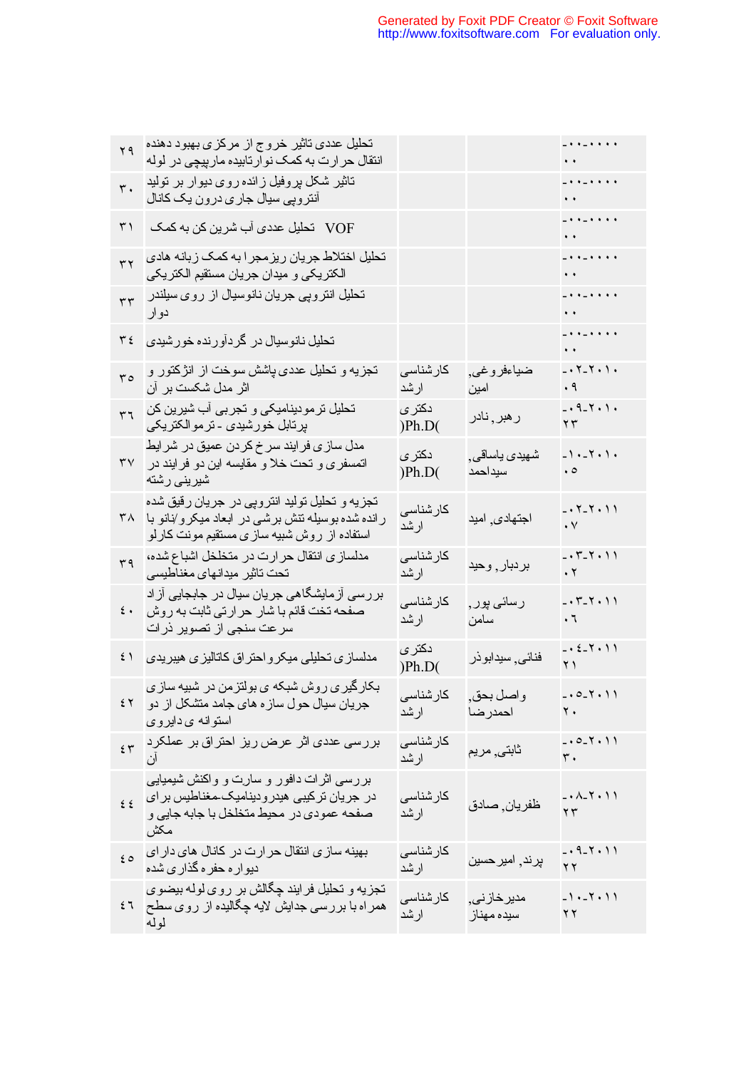| ۲۹ | تحلیل عددی تاثیر خروج از مرکزی بهبود دهنده انتقال حرارت به کمک نوارتابیده مارپیچی در لوله | | | -۰۰-۰۰۰۰ ۰۰ |
|---|---|---|---|---|
| ۳۰ | تاثیر شکل پروفیل زائده روی دیوار بر تولید آنتروپی سیال جاری درون یک کانال | | | -۰۰-۰۰۰۰ ۰۰ |
| ۳۱ | تحلیل عددی آب شرین کن به کمک VOF | | | -۰۰-۰۰۰۰ ۰۰ |
| ۳۲ | تحلیل اختلاط جریان ریزمجرا به کمک زبانه هادی الکتریکی و میدان جریان مستقیم الکتریکی | | | -۰۰-۰۰۰۰ ۰۰ |
| ۳۳ | تحلیل انتروپی جریان نانوسیال از روی سیلندر دوار | | | -۰۰-۰۰۰۰ ۰۰ |
| ۳٤ | تحلیل نانوسیال در گردآورنده خورشیدی | | | -۰۰-۰۰۰۰ ۰۰ |
| ۳٥ | تجزیه و تحلیل عددی پاشش سوخت از انژکتور و اثر مدل شکست بر آن | کارشناسی ارشد | ضیاءفروغی, امین | -۰۲-۲۰۱۰ ۰۹ |
| ۳٦ | تحلیل ترمودینامیکی و تجربی آب شیرین کن پرتابل خورشیدی - ترموالکتریکی | دکتری (Ph.D) | رهبر, نادر | -۰۹-۲۰۱۰ ۲۳ |
| ۳۷ | مدل سازی فرایند سرخ کردن عمیق در شرایط اتمسفری و تحت خلا و مقایسه این دو فرایند در شیرینی رشته | دکتری (Ph.D) | شهیدی یاساقی, سیداحمد | -۱۰-۲۰۱۰ ۰٥ |
| ۳۸ | تجزیه و تحلیل تولید انتروپی در جریان رقیق شده رانده شده بوسیله تنش برشی در ابعاد میکرو/نانو با استفاده از روش شبیه سازی مستقیم مونت کارلو | کارشناسی ارشد | اجتهادی, امید | -۰۲-۲۰۱۱ ۰۷ |
| ۳۹ | مدلسازی انتقال حرارت در متخلخل اشباع شده، تحت تاثیر میدانهای مغناطیسی | کارشناسی ارشد | بردبار, وحید | -۰۳-۲۰۱۱ ۰۲ |
| ٤۰ | بررسی آزمایشگاهی جریان سیال در جابجایی آزاد صفحه تخت قائم با شار حرارتی ثابت به روش سرعت سنجی از تصویر ذرات | کارشناسی ارشد | رسائی پور, سامن | -۰۳-۲۰۱۱ ۰٦ |
| ٤۱ | مدلسازی تحلیلی میکرواحتراق کاتالیزی هیبریدی | دکتری (Ph.D) | فنائی, سیدابوذر | -۰٤-۲۰۱۱ ۲۱ |
| ٤۲ | بکارگیری روش شبکه ی بولتزمن در شبیه سازی جریان سیال حول سازه های جامد متشکل از دو استوانه ی دایروی | کارشناسی ارشد | واصل بحق, احمدرضا | -۰٥-۲۰۱۱ ۲۰ |
| ٤۳ | بررسی عددی اثر عرض ریز احتراق بر عملکرد آن | کارشناسی ارشد | ثابتی, مریم | -۰٥-۲۰۱۱ ۳۰ |
| ٤٤ | بررسی اثرات دافور و سارت و واکنش شیمیایی در جریان ترکیبی هیدرودینامیک-مغناطیس برای صفحه عمودی در محیط متخلخل با جابه جایی و مکش | کارشناسی ارشد | ظفریان, صادق | -۰۸-۲۰۱۱ ۲۳ |
| ٤٥ | بهینه سازی انتقال حرارت در کانال های دارای دیواره حفره گذاری شده | کارشناسی ارشد | پرند, امیرحسین | -۰۹-۲۰۱۱ ۲۲ |
| ٤٦ | تجزیه و تحلیل فرایند چگالش بر روی لوله بیضوی همراه با بررسی جدایش لایه چگالیده از روی سطح لوله | کارشناسی ارشد | مدیرخازنی, سیده مهناز | -۱۰-۲۰۱۱ ۲۲ |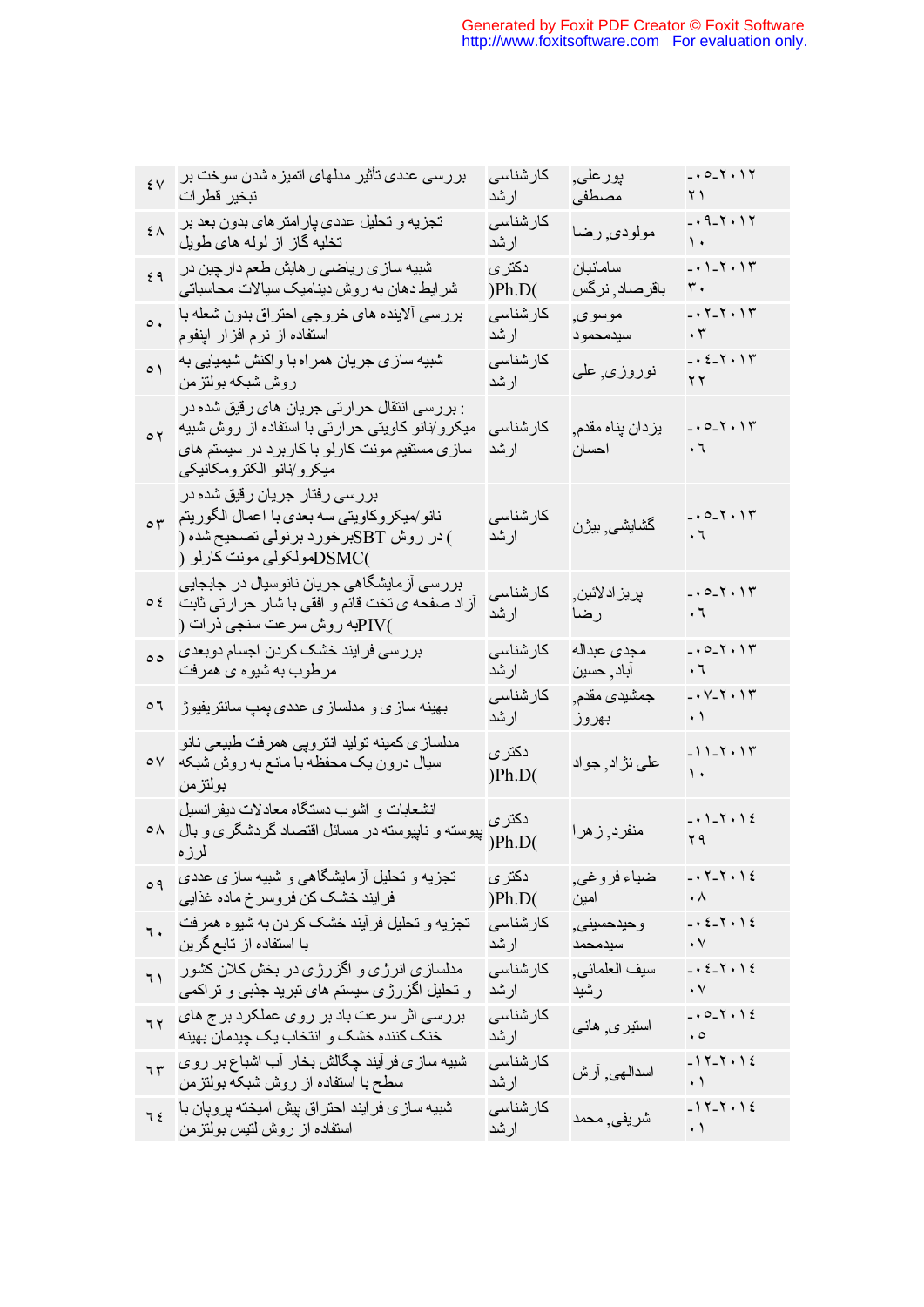| ٤٧ | بررسی عددی تأثیر مدلهای اتمیزه شدن سوخت بر تبخیر قطرات | کارشناسی ارشد | پورعلی, مصطفی | ٢٠١٢-٠٥-٢١ |
|---|---|---|---|---|
| ٤٨ | تجزیه و تحلیل عددی پارامترهای بدون بعد بر تخلیه گاز از لوله های طویل | کارشناسی ارشد | مولودی, رضا | ٢٠١٢-٠٩-١٠ |
| ٤٩ | شبیه سازی ریاضی رهایش طعم دارچین در شرایط دهان به روش دینامیک سیالات محاسباتی | دکتری (Ph.D) | سامانیان باقرصاد, نرگس | ٢٠١٣-٠١-٣٠ |
| ٥٠ | بررسی آلاینده های خروجی احتراق بدون شعله با استفاده از نرم افزار اپنفوم | کارشناسی ارشد | موسوی, سیدمحمود | ٢٠١٣-٠٢-٠٣ |
| ٥١ | شبیه سازی جریان همراه با واکنش شیمیایی به روش شبکه بولتزمن | کارشناسی ارشد | نوروزی, علی | ٢٠١٣-٠٤-٢٢ |
| ٥٢ | : بررسی انتقال حرارتی جریان های رقیق شده در میکرو/نانو کاویتی حرارتی با استفاده از روش شبیه سازی مستقیم مونت کارلو با کاربرد در سیستم های میکرو/نانو الکترومکانیکی | کارشناسی ارشد | یزدان پناه مقدم, احسان | ٢٠١٣-٠٥-٠٦ |
| ٥٣ | بررسی رفتار جریان رقیق شده در نانو/میکروکاویتی سه بعدی با اعمال الگوریتم (SBT برخورد برنولی تصحیح شده) در روش (DSMC مولکولی مونت کارلو) | کارشناسی ارشد | گشایشی, بیژن | ٢٠١٣-٠٥-٠٦ |
| ٥٤ | بررسی آزمایشگاهی جریان نانوسیال در جابجایی آزاد صفحه ی تخت قائم و افقی با شار حرارتی ثابت (PIV به روش سرعت سنجی ذرات) | کارشناسی ارشد | پریزادلائین, رضا | ٢٠١٣-٠٥-٠٦ |
| ٥٥ | بررسی فرایند خشک کردن اجسام دوبعدی مرطوب به شیوه ی همرفت | کارشناسی ارشد | مجدی عبداله آباد, حسین | ٢٠١٣-٠٥-٠٦ |
| ٥٦ | بهینه سازی و مدلسازی عددی پمپ سانتریفیوژ | کارشناسی ارشد | جمشیدی مقدم, بهروز | ٢٠١٣-٠٧-٠١ |
| ٥٧ | مدلسازی کمینه تولید انتروپی همرفت طبیعی نانو سیال درون یک محفظه با مانع به روش شبکه بولتزمن | دکتری (Ph.D) | علی نژاد, جواد | ٢٠١٣-١١-١٠ |
| ٥٨ | انشعابات و آشوب دستگاه معادلات دیفرانسیل پیوسته و ناپیوسته در مسائل اقتصاد گردشگری و بال لرزه | دکتری (Ph.D) | منفرد, زهرا | ٢٠١٤-٠١-٢٩ |
| ٥٩ | تجزیه و تحلیل آزمایشگاهی و شبیه سازی عددی فرایند خشک کن فروسرخ ماده غذایی | دکتری (Ph.D) | ضیاء فروغی, امین | ٢٠١٤-٠٢-٠٨ |
| ٦٠ | تجزیه و تحلیل فرآیند خشک کردن به شیوه همرفت با استفاده از تابع گرین | کارشناسی ارشد | وحیدحسینی, سیدمحمد | ٢٠١٤-٠٤-٠٧ |
| ٦١ | مدلسازی انرژی و اگزرژی در بخش کلان کشور و تحلیل اگزرژی سیستم های تبرید جذبی و تراکمی | کارشناسی ارشد | سیف العلمائی, رشید | ٢٠١٤-٠٤-٠٧ |
| ٦٢ | بررسی اثر سرعت باد بر روی عملکرد برج های خنک کننده خشک و انتخاب یک چیدمان بهینه | کارشناسی ارشد | استیری, هانی | ٢٠١٤-٠٥-٠٥ |
| ٦٣ | شبیه سازی فرآیند چگالش بخار آب اشباع بر روی سطح با استفاده از روش شبکه بولتزمن | کارشناسی ارشد | اسدالهی, آرش | ٢٠١٤-١٢-٠١ |
| ٦٤ | شبیه سازی فرایند احتراق پیش آمیخته پروپان با استفاده از روش لتیس بولتزمن | کارشناسی ارشد | شریفی, محمد | ٢٠١٤-١٢-٠١ |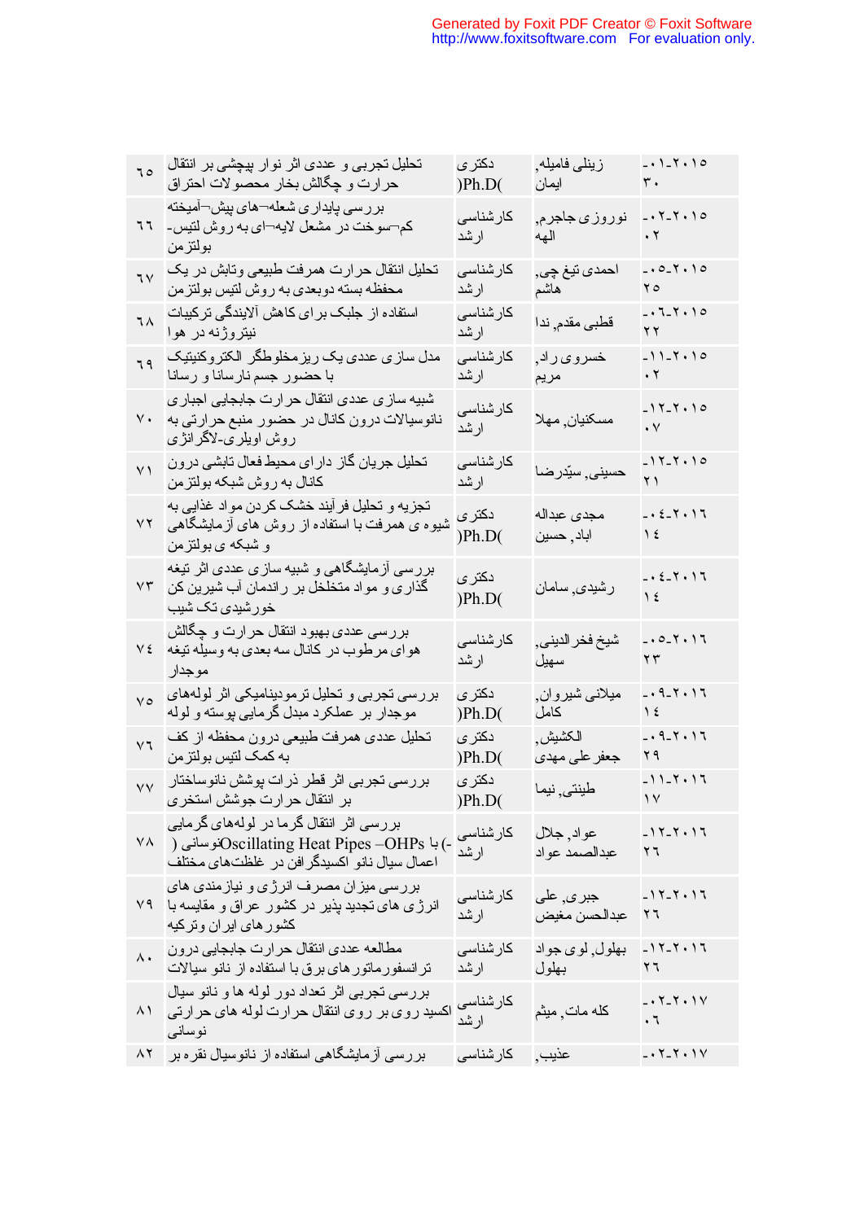| ٦٥ | تحلیل تجربی و عددی اثر نوار پیچشی بر انتقال حرارت و چگالش بخار محصولات احتراق | دکتری (Ph.D) | زینلی فامیله, ایمان | ۲۰۱۵-۰۱-۳۰ |
|---|---|---|---|---|
| ٦٦ | بررسی پایداری شعله‌های پیش‌آمیخته کم‌سوخت در مشعل لایه‌ای به روش لتیس-بولتزمن | کارشناسی ارشد | نوروزی جاجرم, الهه | ۲۰۱۵-۰۲-۰۲ |
| ٦٧ | تحلیل انتقال حرارت همرفت طبیعی وتابش در یک محفظه بسته دوبعدی به روش لتیس بولتزمن | کارشناسی ارشد | احمدی تیغ چی, هاشم | ۲۰۱۵-۰۵-۲۵ |
| ٦٨ | استفاده از جلبک برای کاهش آلایندگی ترکیبات نیتروژنه در هوا | کارشناسی ارشد | قطبی مقدم, ندا | ۲۰۱۵-۰٦-۲۲ |
| ٦٩ | مدل سازی عددی یک ریزمخلوطگر الکتروکنیتیک با حضور جسم نارسانا و رسانا | کارشناسی ارشد | خسروی راد, مریم | ۲۰۱۵-۱۱-۰۲ |
| ٧٠ | شبیه سازی عددی انتقال حرارت جابجایی اجباری نانوسیالات درون کانال در حضور منبع حرارتی به روش اویلری-لاگرانژی | کارشناسی ارشد | مسکنیان, مهلا | ۲۰۱۵-۱۲-۰۷ |
| ٧١ | تحلیل جریان گاز دارای محیط فعال تابشی درون کانال به روش شبکه بولتزمن | کارشناسی ارشد | حسینی, سیدرضا | ۲۰۱۵-۱۲-۲۱ |
| ٧٢ | تجزیه و تحلیل فرآیند خشک کردن مواد غذایی به شیوه ی همرفت با استفاده از روش های آزمایشگاهی و شبکه ی بولتزمن | دکتری (Ph.D) | مجدی عبداله اباد, حسین | ۲۰۱٦-۰٤-۱٤ |
| ٧٣ | بررسی آزمایشگاهی و شبیه سازی عددی اثر تیغه گذاری و مواد متخلخل بر راندمان آب شیرین کن خورشیدی تک شیب | دکتری (Ph.D) | رشیدی, سامان | ۲۰۱٦-۰٤-۱٤ |
| ٧٤ | بررسی عددی بهبود انتقال حرارت و چگالش هوای مرطوب در کانال سه بعدی به وسیله تیغه موجدار | کارشناسی ارشد | شیخ فخرالدینی, سهیل | ۲۰۱٦-۰٥-۲۳ |
| ٧٥ | بررسی تجربی و تحلیل ترمودینامیکی اثر لوله‌های موجدار بر عملکرد مبدل گرمایی پوسته و لوله | دکتری (Ph.D) | میلانی شیروان, کامل | ۲۰۱٦-۰۹-۱٤ |
| ٧٦ | تحلیل عددی همرفت طبیعی درون محفظه از کف به کمک لتیس بولتزمن | دکتری (Ph.D) | الکشیش, جعفر علی مهدی | ۲۰۱٦-۰۹-۲۹ |
| ٧٧ | بررسی تجربی اثر قطر ذرات پوشش نانوساختار بر انتقال حرارت جوشش استخری | دکتری (Ph.D) | طینتی, نیما | ۲۰۱٦-۱۱-۱۷ |
| ٧٨ | بررسی اثر انتقال گرما در لوله‌های گرمایی نوسانی (Oscillating Heat Pipes –OHPs) با اعمال سیال نانو اکسیدگرافن در غلظت‌های مختلف | کارشناسی ارشد | عواد, جلال عبدالصمد عواد | ۲۰۱٦-۱۲-۲٦ |
| ٧٩ | بررسی میزان مصرف انرژی و نیازمندی های انرژی های تجدید پذیر در کشور عراق و مقایسه با کشورهای ایران وترکیه | کارشناسی ارشد | جبری, علی عبدالحسن مغیض | ۲۰۱٦-۱۲-۲٦ |
| ٨٠ | مطالعه عددی انتقال حرارت جابجایی درون ترانسفورماتورهای برق با استفاده از نانو سیالات | کارشناسی ارشد | بهلول, لوی جواد بهلول | ۲۰۱٦-۱۲-۲٦ |
| ٨١ | بررسی تجربی اثر تعداد دور لوله ها و نانو سیال اکسید روی بر روی انتقال حرارت لوله های حرارتی نوسانی | کارشناسی ارشد | کله مات, میثم | ۲۰۱۷-۰۲-۰٦ |
| ٨٢ | بررسی آزمایشگاهی استفاده از نانوسیال نقره بر | کارشناسی | عذیب, | ۲۰۱۷-۰۲- |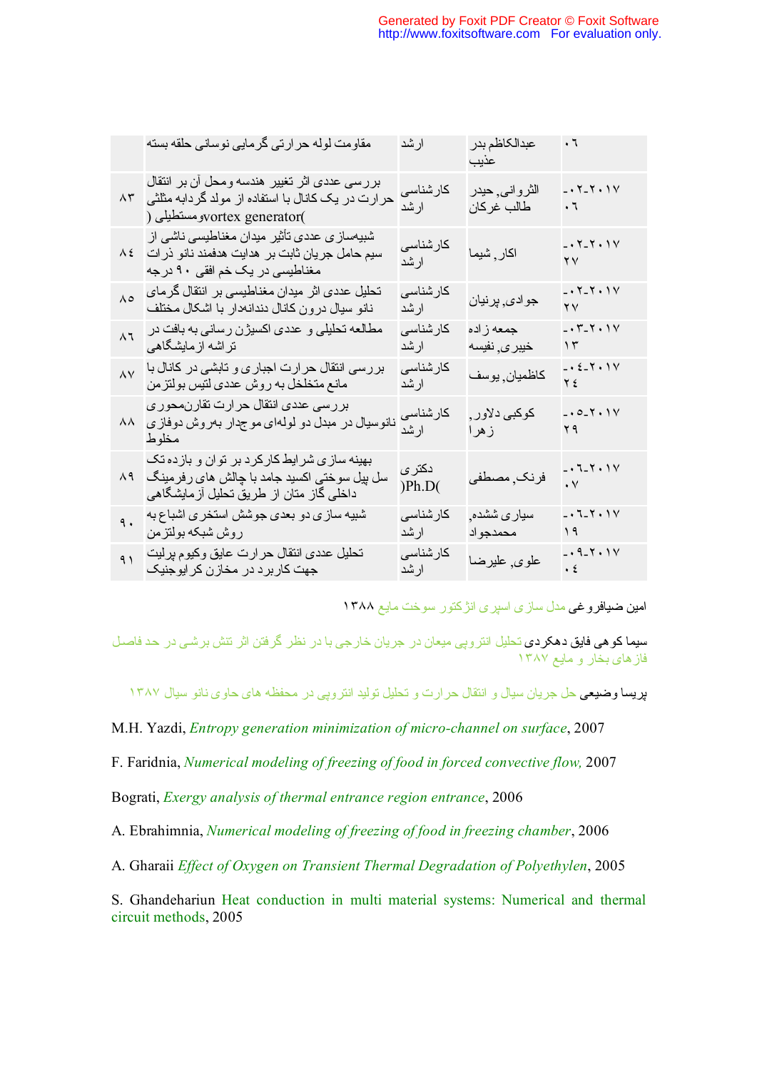| | مقاومت لوله حرارتی گرمایی نوسانی حلقه بسته | ارشد | عبدالکاظم بدر عذیب | ۰٦ |
|---|---|---|---|---|
| ۸۳ | بررسی عددی اثر تغییر هندسه ومحل آن بر انتقال حرارت در یک کانال با استفاده از مولد گردابه مثلثی ومستطیلی (vortex generator) | کارشناسی ارشد | الثروانی, حیدر طالب غرکان | ۰۲-۲۰۱۷-۰٦ |
| ۸٤ | شبیه‌سازی عددی تأثیر میدان مغناطیسی ناشی از سیم حامل جریان ثابت بر هدایت هدفمند نانو ذرات مغناطیسی در یک خم افقی ۹۰ درجه | کارشناسی ارشد | اکار, شیما | ۰۲-۲۰۱۷-۲۷ |
| ۸۵ | تحلیل عددی اثر میدان مغناطیسی بر انتقال گرمای نانو سیال درون کانال دندانه‌دار با اشکال مختلف | کارشناسی ارشد | جوادی, پرنیان | ۰۲-۲۰۱۷-۲۷ |
| ۸٦ | مطالعه تحلیلی و عددی اکسیژن رسانی به بافت در تراشه ازمایشگاهی | کارشناسی ارشد | جمعه زاده خیری, نفیسه | ۰۳-۲۰۱۷-۱۳ |
| ۸۷ | بررسی انتقال حرارت اجباری و تابشی در کانال با مانع متخلخل به روش عددی لتیس بولتزمن | کارشناسی ارشد | کاظمیان, یوسف | ۰٤-۲۰۱۷-۲٤ |
| ۸۸ | بررسی عددی انتقال حرارت تقارن‌محوری نانوسیال در مبدل دو لوله‌ای موجدار به‌روش دوفازی مخلوط | کارشناسی ارشد | کوکبی دلاور, زهرا | ۰۵-۲۰۱۷-۲۹ |
| ۸۹ | بهینه سازی شرایط کارکرد بر توان و بازده تک سل پیل سوختی اکسید جامد با چالش های رفرمینگ داخلی گاز متان از طریق تحلیل آزمایشگاهی | دکتری (Ph.D) | فرنک, مصطفی | ۰٦-۲۰۱۷-۰۷ |
| ۹۰ | شبیه سازی دو بعدی جوشش استخری اشباع به روش شبکه بولتزمن | کارشناسی ارشد | سیاری ششده, محمدجواد | ۰٦-۲۰۱۷-۱۹ |
| ۹۱ | تحلیل عددی انتقال حرارت عایق وکیوم پرلیت جهت کاربرد در مخازن کرایوجنیک | کارشناسی ارشد | علوی, علیرضا | ۰۹-۲۰۱۷-۰٤ |

امین ضیافروغی مدل سازی اسپری انژکتور سوخت مایع ۱۳۸۸

سیما کوهی فایق دهکردی تحلیل انتروپی میعان در جریان خارجی با در نظر گرفتن اثر تنش برشی در حد فاصل فازهای بخار و مایع ۱۳۸۷

پریسا وضیعی حل جریان سیال و انتقال حرارت و تحلیل تولید انتروپی در محفظه های حاوی نانو سیال ۱۳۸۷

M.H. Yazdi, *Entropy generation minimization of micro-channel on surface*, 2007

F. Faridnia, *Numerical modeling of freezing of food in forced convective flow,* 2007

Bograti, *Exergy analysis of thermal entrance region entrance*, 2006

A. Ebrahimnia, *Numerical modeling of freezing of food in freezing chamber*, 2006

A. Gharaii *Effect of Oxygen on Transient Thermal Degradation of Polyethylen*, 2005

S. Ghandehariun Heat conduction in multi material systems: Numerical and thermal circuit methods, 2005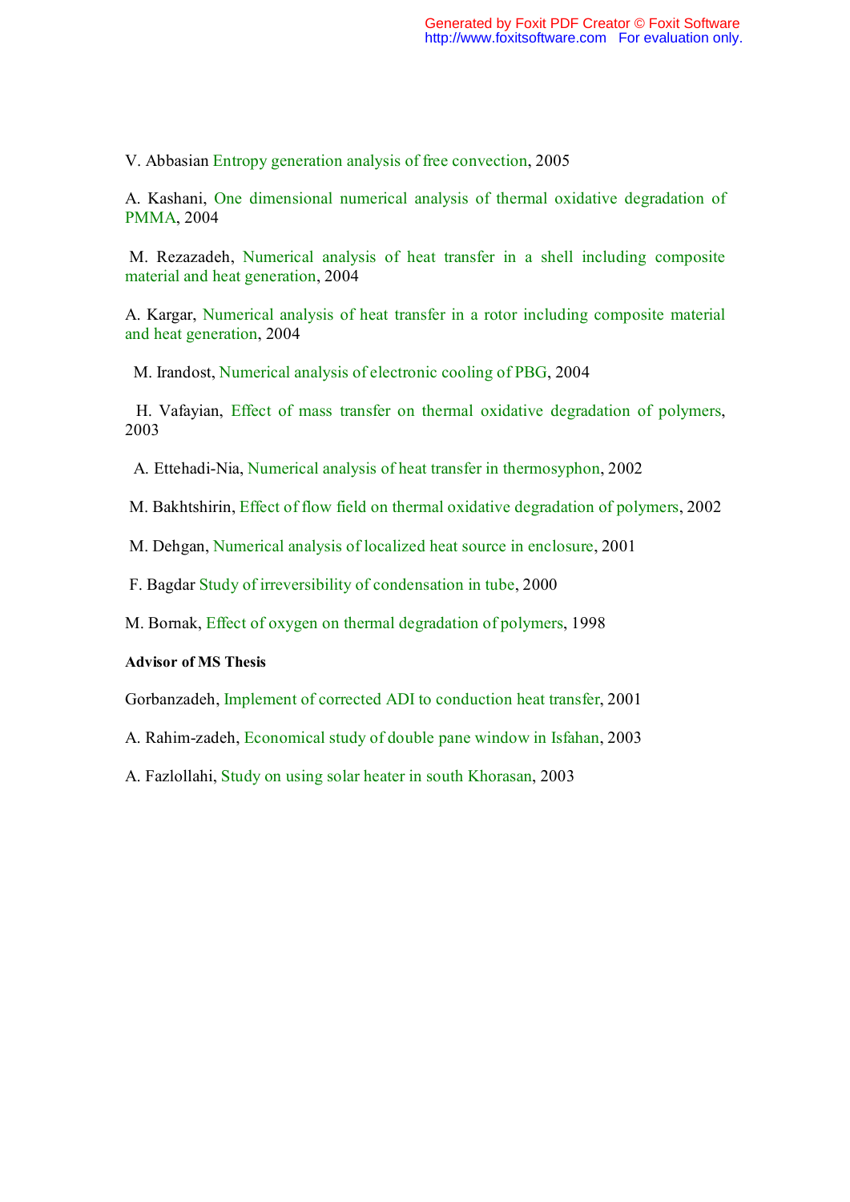V. Abbasian Entropy generation analysis of free convection, 2005

A. Kashani, One dimensional numerical analysis of thermal oxidative degradation of PMMA, 2004

M. Rezazadeh, Numerical analysis of heat transfer in a shell including composite material and heat generation, 2004

A. Kargar, Numerical analysis of heat transfer in a rotor including composite material and heat generation, 2004

M. Irandost, Numerical analysis of electronic cooling of PBG, 2004

H. Vafayian, Effect of mass transfer on thermal oxidative degradation of polymers, 2003

A. Ettehadi-Nia, Numerical analysis of heat transfer in thermosyphon, 2002

M. Bakhtshirin, Effect of flow field on thermal oxidative degradation of polymers, 2002

M. Dehgan, Numerical analysis of localized heat source in enclosure, 2001

F. Bagdar Study of irreversibility of condensation in tube, 2000

M. Bornak, Effect of oxygen on thermal degradation of polymers, 1998

**Advisor of MS Thesis**

Gorbanzadeh, Implement of corrected ADI to conduction heat transfer, 2001

A. Rahim-zadeh, Economical study of double pane window in Isfahan, 2003

A. Fazlollahi, Study on using solar heater in south Khorasan, 2003